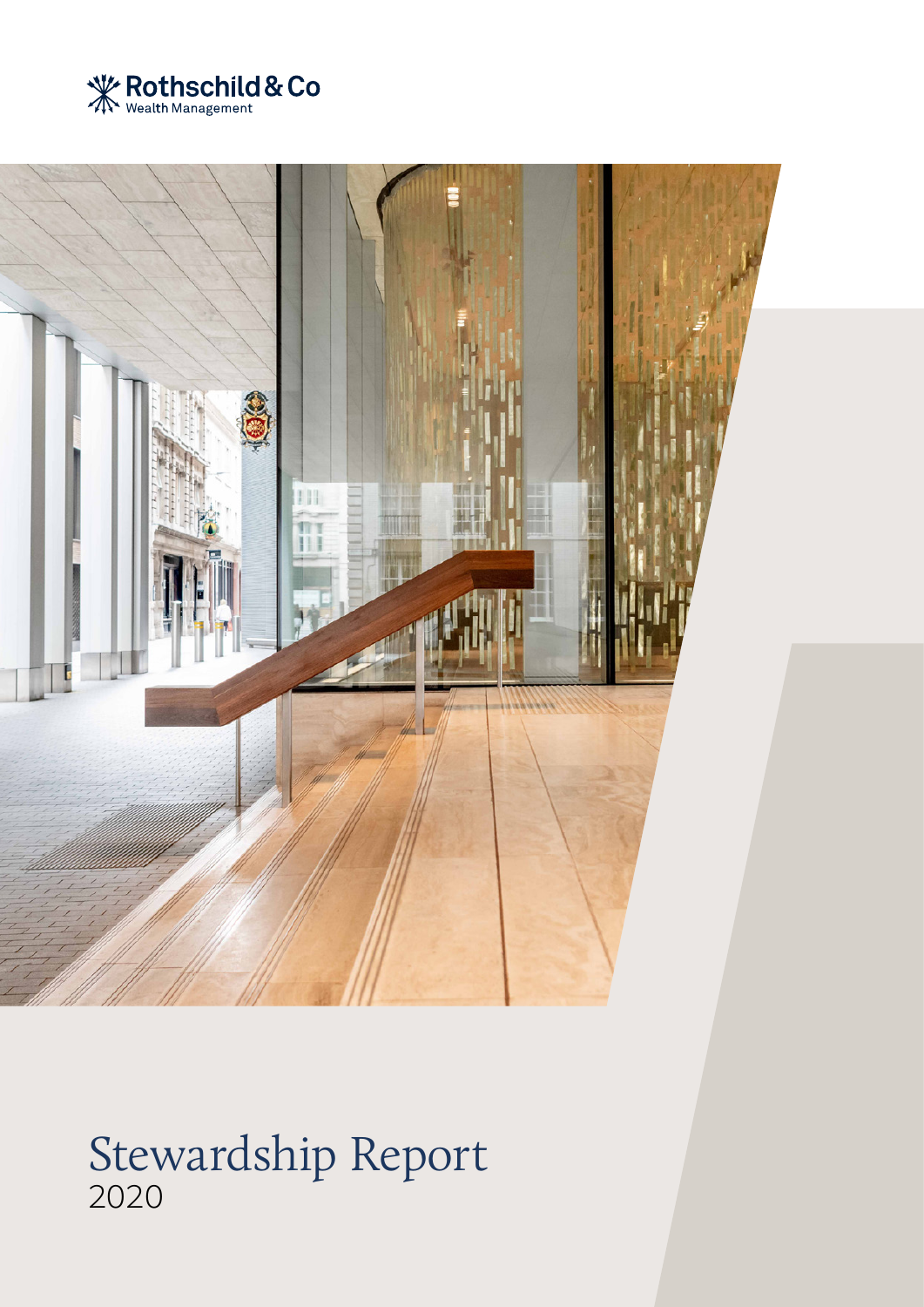Rothschild & Co
Wealth Management

# Stewardship Report
2020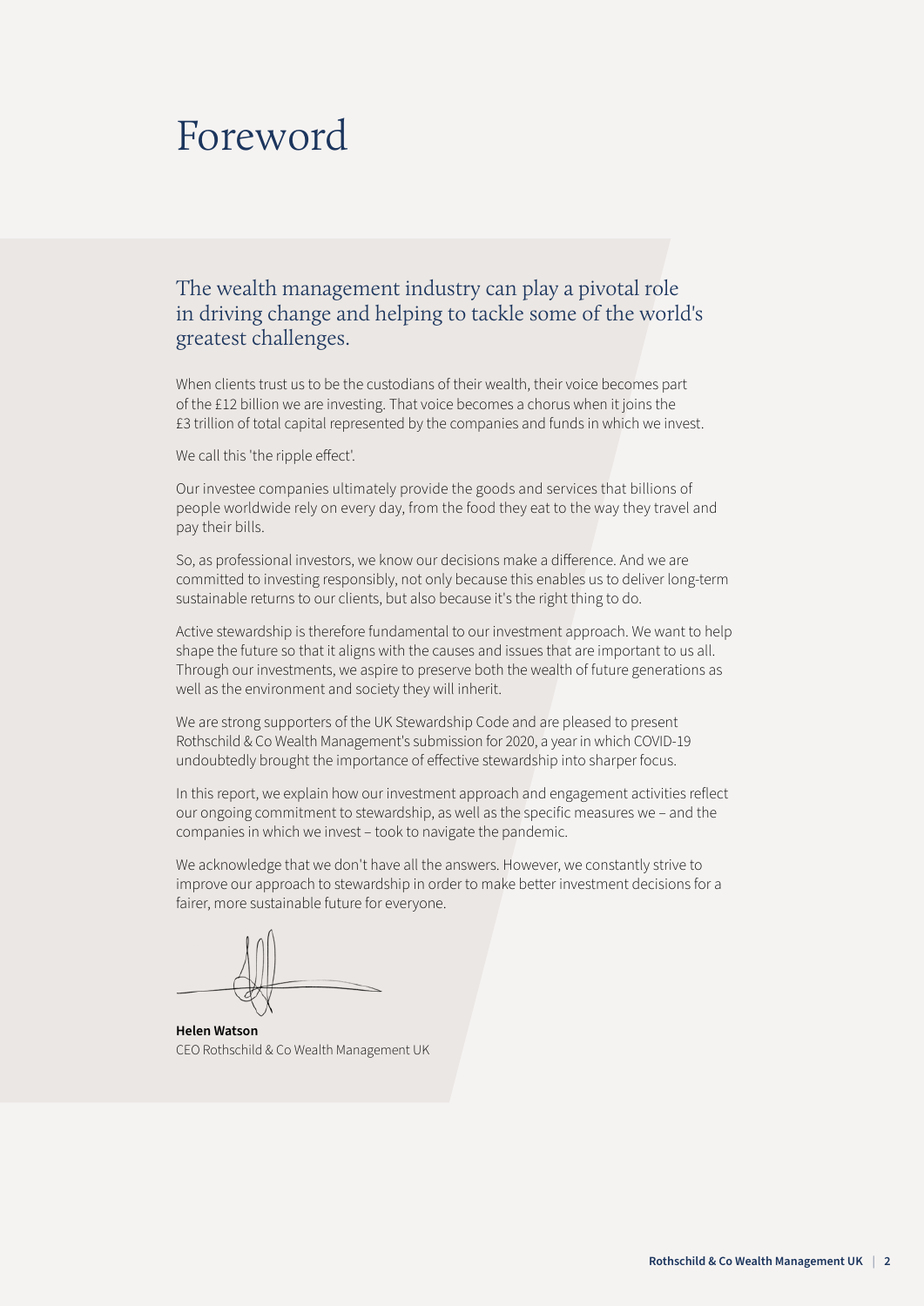# Foreword

## The wealth management industry can play a pivotal role in driving change and helping to tackle some of the world's greatest challenges.

When clients trust us to be the custodians of their wealth, their voice becomes part of the £12 billion we are investing. That voice becomes a chorus when it joins the £3 trillion of total capital represented by the companies and funds in which we invest.

We call this 'the ripple effect'.

Our investee companies ultimately provide the goods and services that billions of people worldwide rely on every day, from the food they eat to the way they travel and pay their bills.

So, as professional investors, we know our decisions make a difference. And we are committed to investing responsibly, not only because this enables us to deliver long-term sustainable returns to our clients, but also because it's the right thing to do.

Active stewardship is therefore fundamental to our investment approach. We want to help shape the future so that it aligns with the causes and issues that are important to us all. Through our investments, we aspire to preserve both the wealth of future generations as well as the environment and society they will inherit.

We are strong supporters of the UK Stewardship Code and are pleased to present Rothschild & Co Wealth Management's submission for 2020, a year in which COVID-19 undoubtedly brought the importance of effective stewardship into sharper focus.

In this report, we explain how our investment approach and engagement activities reflect our ongoing commitment to stewardship, as well as the specific measures we – and the companies in which we invest – took to navigate the pandemic.

We acknowledge that we don't have all the answers. However, we constantly strive to improve our approach to stewardship in order to make better investment decisions for a fairer, more sustainable future for everyone.

**Helen Watson**
CEO Rothschild & Co Wealth Management UK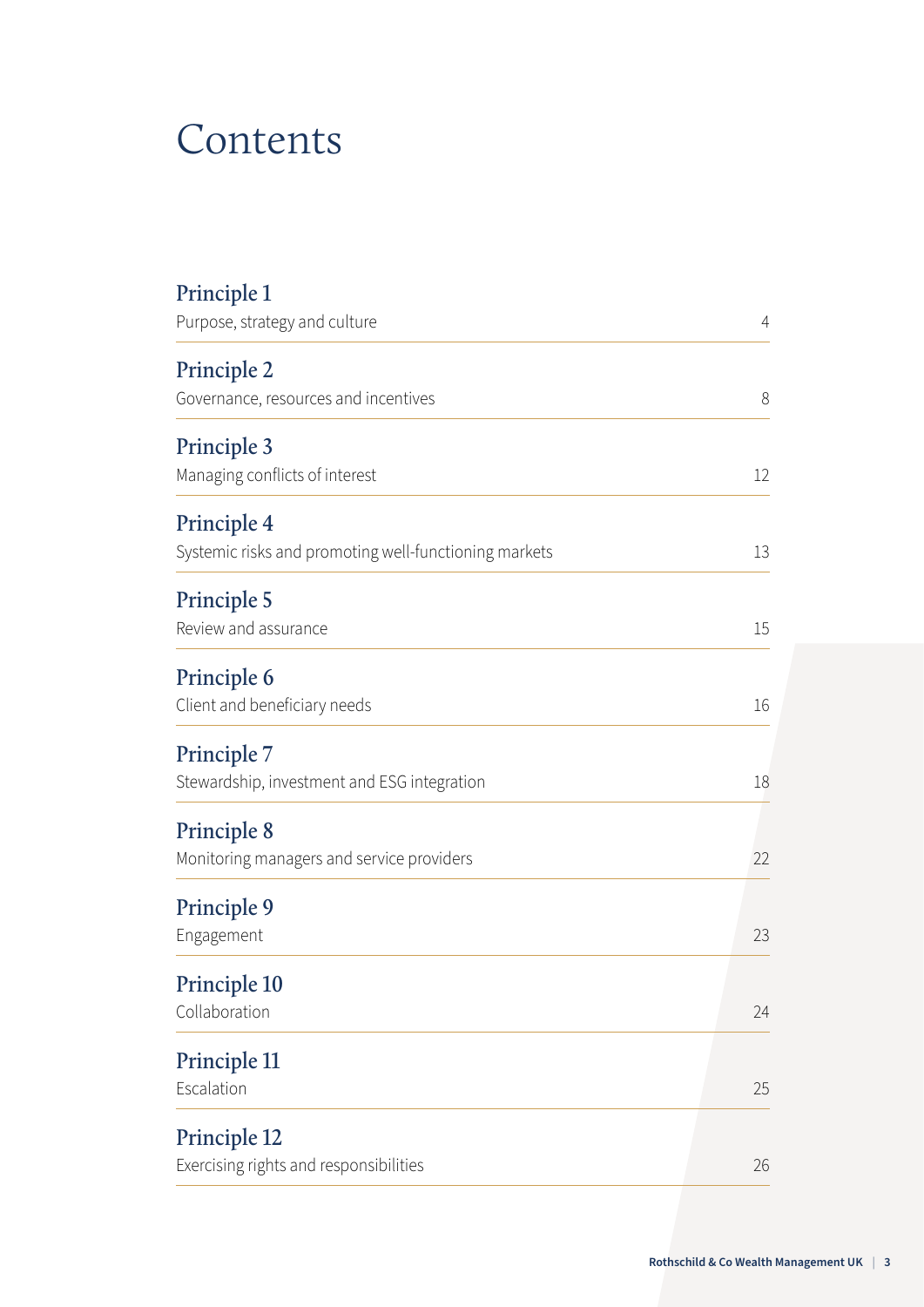# Contents

| | |
|---|---|
| **Principle 1**<br>Purpose, strategy and culture | 4 |
| **Principle 2**<br>Governance, resources and incentives | 8 |
| **Principle 3**<br>Managing conflicts of interest | 12 |
| **Principle 4**<br>Systemic risks and promoting well-functioning markets | 13 |
| **Principle 5**<br>Review and assurance | 15 |
| **Principle 6**<br>Client and beneficiary needs | 16 |
| **Principle 7**<br>Stewardship, investment and ESG integration | 18 |
| **Principle 8**<br>Monitoring managers and service providers | 22 |
| **Principle 9**<br>Engagement | 23 |
| **Principle 10**<br>Collaboration | 24 |
| **Principle 11**<br>Escalation | 25 |
| **Principle 12**<br>Exercising rights and responsibilities | 26 |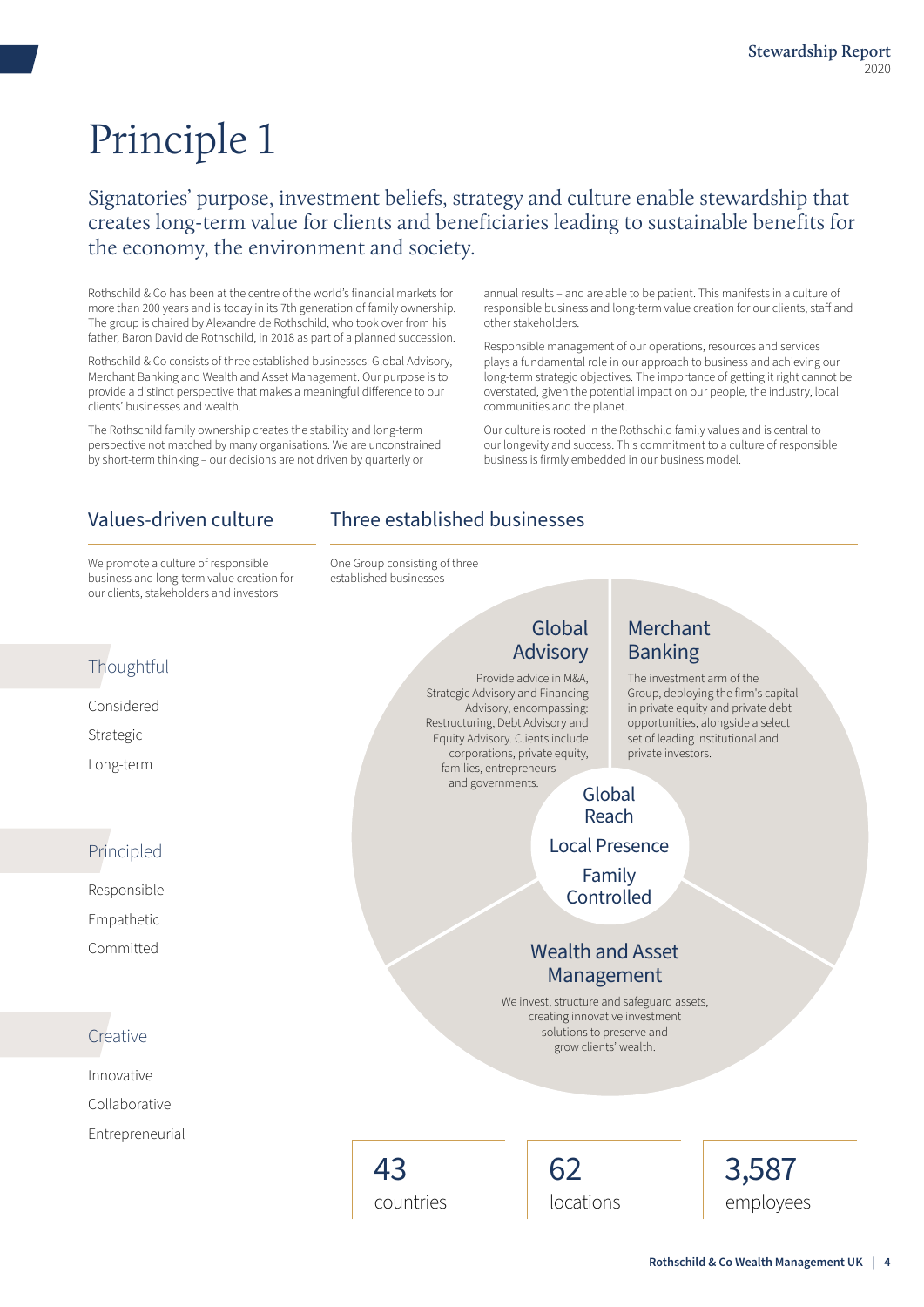# Principle 1

## Signatories' purpose, investment beliefs, strategy and culture enable stewardship that creates long-term value for clients and beneficiaries leading to sustainable benefits for the economy, the environment and society.

Rothschild & Co has been at the centre of the world's financial markets for more than 200 years and is today in its 7th generation of family ownership. The group is chaired by Alexandre de Rothschild, who took over from his father, Baron David de Rothschild, in 2018 as part of a planned succession.

Rothschild & Co consists of three established businesses: Global Advisory, Merchant Banking and Wealth and Asset Management. Our purpose is to provide a distinct perspective that makes a meaningful difference to our clients' businesses and wealth.

The Rothschild family ownership creates the stability and long-term perspective not matched by many organisations. We are unconstrained by short-term thinking – our decisions are not driven by quarterly or annual results – and are able to be patient. This manifests in a culture of responsible business and long-term value creation for our clients, staff and other stakeholders.

Responsible management of our operations, resources and services plays a fundamental role in our approach to business and achieving our long-term strategic objectives. The importance of getting it right cannot be overstated, given the potential impact on our people, the industry, local communities and the planet.

Our culture is rooted in the Rothschild family values and is central to our longevity and success. This commitment to a culture of responsible business is firmly embedded in our business model.

### Values-driven culture

We promote a culture of responsible business and long-term value creation for our clients, stakeholders and investors

**Thoughtful**

- Considered
- Strategic
- Long-term

**Principled**

- Responsible
- Empathetic
- Committed

**Creative**

- Innovative
- Collaborative
- Entrepreneurial

### Three established businesses

One Group consisting of three established businesses

**Global Advisory**

Provide advice in M&A, Strategic Advisory and Financing Advisory, encompassing: Restructuring, Debt Advisory and Equity Advisory. Clients include corporations, private equity, families, entrepreneurs and governments.

**Merchant Banking**

The investment arm of the Group, deploying the firm's capital in private equity and private debt opportunities, alongside a select set of leading institutional and private investors.

**Wealth and Asset Management**

We invest, structure and safeguard assets, creating innovative investment solutions to preserve and grow clients' wealth.

Global Reach

Local Presence

Family Controlled

**43** countries

**62** locations

**3,587** employees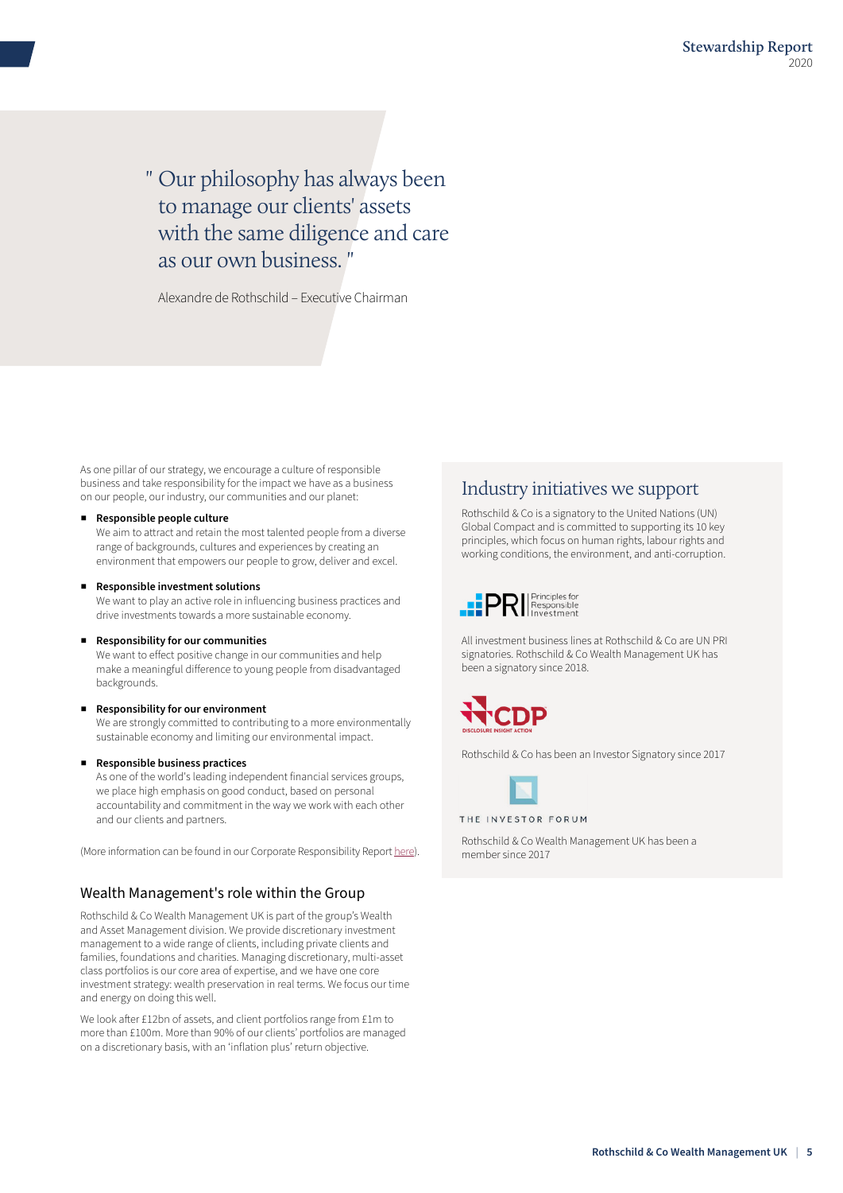> " Our philosophy has always been to manage our clients' assets with the same diligence and care as our own business. "
>
> Alexandre de Rothschild – Executive Chairman

As one pillar of our strategy, we encourage a culture of responsible business and take responsibility for the impact we have as a business on our people, our industry, our communities and our planet:

- **Responsible people culture**
  We aim to attract and retain the most talented people from a diverse range of backgrounds, cultures and experiences by creating an environment that empowers our people to grow, deliver and excel.

- **Responsible investment solutions**
  We want to play an active role in influencing business practices and drive investments towards a more sustainable economy.

- **Responsibility for our communities**
  We want to effect positive change in our communities and help make a meaningful difference to young people from disadvantaged backgrounds.

- **Responsibility for our environment**
  We are strongly committed to contributing to a more environmentally sustainable economy and limiting our environmental impact.

- **Responsible business practices**
  As one of the world's leading independent financial services groups, we place high emphasis on good conduct, based on personal accountability and commitment in the way we work with each other and our clients and partners.

(More information can be found in our Corporate Responsibility Report here).

## Wealth Management's role within the Group

Rothschild & Co Wealth Management UK is part of the group's Wealth and Asset Management division. We provide discretionary investment management to a wide range of clients, including private clients and families, foundations and charities. Managing discretionary, multi-asset class portfolios is our core area of expertise, and we have one core investment strategy: wealth preservation in real terms. We focus our time and energy on doing this well.

We look after £12bn of assets, and client portfolios range from £1m to more than £100m. More than 90% of our clients' portfolios are managed on a discretionary basis, with an 'inflation plus' return objective.

## Industry initiatives we support

Rothschild & Co is a signatory to the United Nations (UN) Global Compact and is committed to supporting its 10 key principles, which focus on human rights, labour rights and working conditions, the environment, and anti-corruption.

PRI | Principles for Responsible Investment

All investment business lines at Rothschild & Co are UN PRI signatories. Rothschild & Co Wealth Management UK has been a signatory since 2018.

CDP – DISCLOSURE INSIGHT ACTION

Rothschild & Co has been an Investor Signatory since 2017

THE INVESTOR FORUM

Rothschild & Co Wealth Management UK has been a member since 2017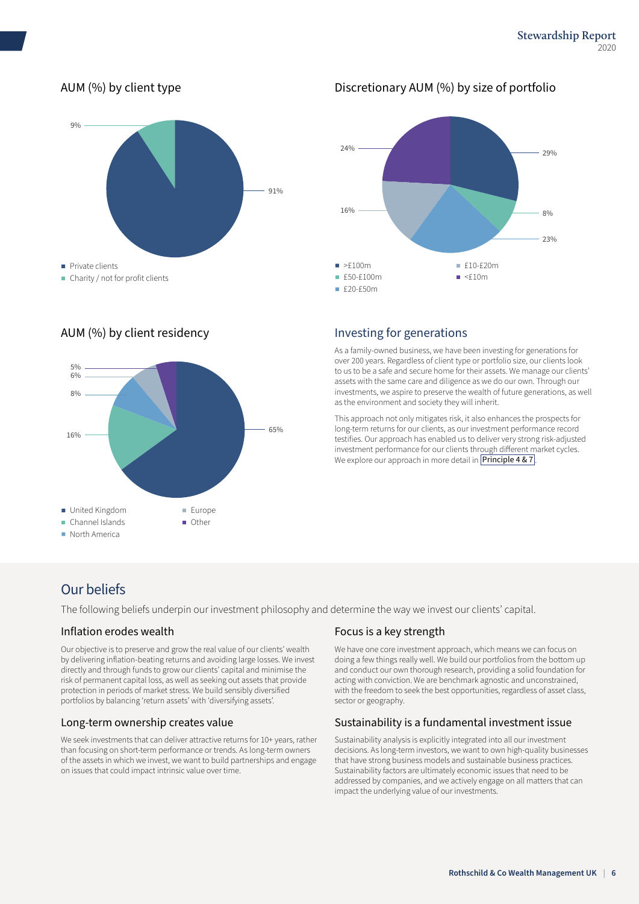## AUM (%) by client type

- Private clients: 91%
- Charity / not for profit clients: 9%

## Discretionary AUM (%) by size of portfolio

- >£100m: 29%
- £50-£100m: 8%
- £20-£50m: 23%
- £10-£20m: 16%
- <£10m: 24%

## AUM (%) by client residency

- United Kingdom: 65%
- Channel Islands: 16%
- North America: 8%
- Europe: 6%
- Other: 5%

## Investing for generations

As a family-owned business, we have been investing for generations for over 200 years. Regardless of client type or portfolio size, our clients look to us to be a safe and secure home for their assets. We manage our clients' assets with the same care and diligence as we do our own. Through our investments, we aspire to preserve the wealth of future generations, as well as the environment and society they will inherit.

This approach not only mitigates risk, it also enhances the prospects for long-term returns for our clients, as our investment performance record testifies. Our approach has enabled us to deliver very strong risk-adjusted investment performance for our clients through different market cycles. We explore our approach in more detail in Principle 4 & 7.

# Our beliefs

The following beliefs underpin our investment philosophy and determine the way we invest our clients' capital.

### Inflation erodes wealth

Our objective is to preserve and grow the real value of our clients' wealth by delivering inflation-beating returns and avoiding large losses. We invest directly and through funds to grow our clients' capital and minimise the risk of permanent capital loss, as well as seeking out assets that provide protection in periods of market stress. We build sensibly diversified portfolios by balancing 'return assets' with 'diversifying assets'.

### Long-term ownership creates value

We seek investments that can deliver attractive returns for 10+ years, rather than focusing on short-term performance or trends. As long-term owners of the assets in which we invest, we want to build partnerships and engage on issues that could impact intrinsic value over time.

### Focus is a key strength

We have one core investment approach, which means we can focus on doing a few things really well. We build our portfolios from the bottom up and conduct our own thorough research, providing a solid foundation for acting with conviction. We are benchmark agnostic and unconstrained, with the freedom to seek the best opportunities, regardless of asset class, sector or geography.

### Sustainability is a fundamental investment issue

Sustainability analysis is explicitly integrated into all our investment decisions. As long-term investors, we want to own high-quality businesses that have strong business models and sustainable business practices. Sustainability factors are ultimately economic issues that need to be addressed by companies, and we actively engage on all matters that can impact the underlying value of our investments.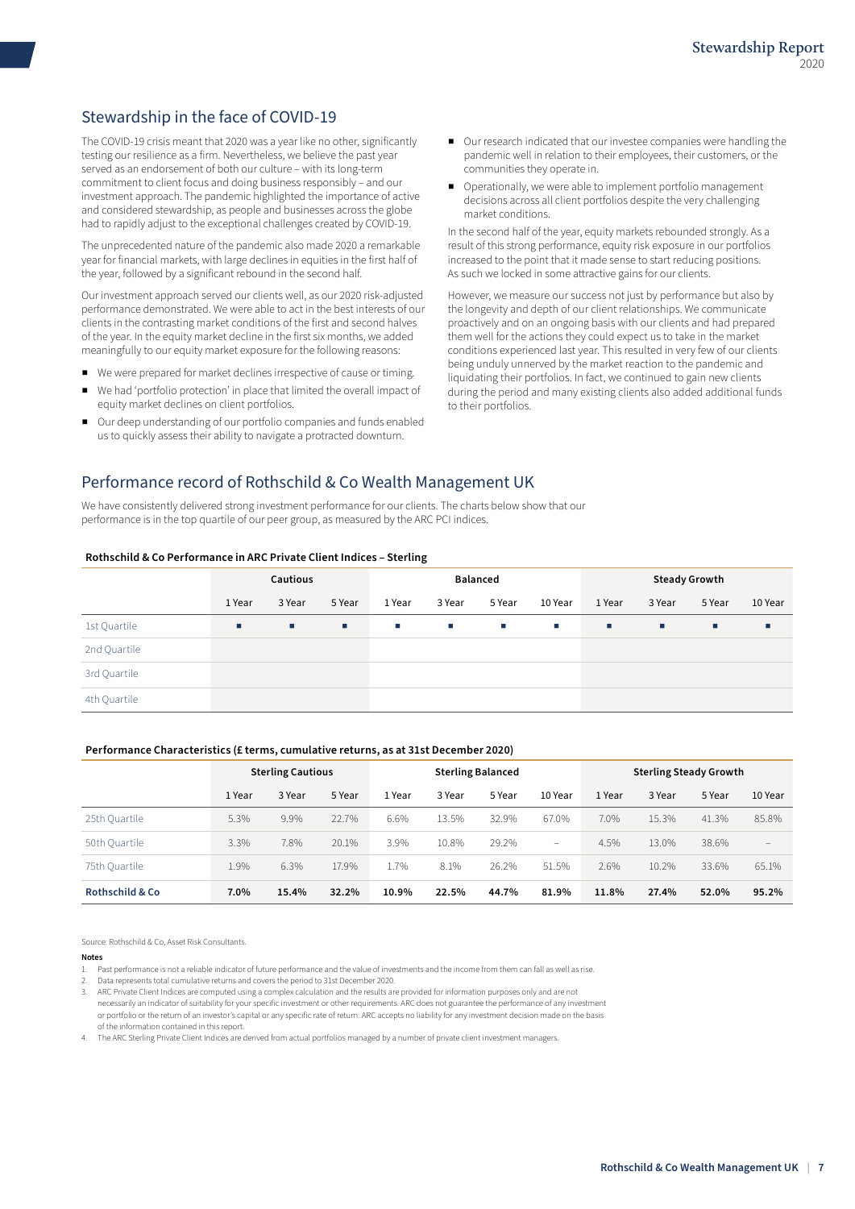## Stewardship in the face of COVID-19

The COVID-19 crisis meant that 2020 was a year like no other, significantly testing our resilience as a firm. Nevertheless, we believe the past year served as an endorsement of both our culture – with its long-term commitment to client focus and doing business responsibly – and our investment approach. The pandemic highlighted the importance of active and considered stewardship, as people and businesses across the globe had to rapidly adjust to the exceptional challenges created by COVID-19.

The unprecedented nature of the pandemic also made 2020 a remarkable year for financial markets, with large declines in equities in the first half of the year, followed by a significant rebound in the second half.

Our investment approach served our clients well, as our 2020 risk-adjusted performance demonstrated. We were able to act in the best interests of our clients in the contrasting market conditions of the first and second halves of the year. In the equity market decline in the first six months, we added meaningfully to our equity market exposure for the following reasons:

- We were prepared for market declines irrespective of cause or timing.
- We had 'portfolio protection' in place that limited the overall impact of equity market declines on client portfolios.
- Our deep understanding of our portfolio companies and funds enabled us to quickly assess their ability to navigate a protracted downturn.
- Our research indicated that our investee companies were handling the pandemic well in relation to their employees, their customers, or the communities they operate in.
- Operationally, we were able to implement portfolio management decisions across all client portfolios despite the very challenging market conditions.

In the second half of the year, equity markets rebounded strongly. As a result of this strong performance, equity risk exposure in our portfolios increased to the point that it made sense to start reducing positions. As such we locked in some attractive gains for our clients.

However, we measure our success not just by performance but also by the longevity and depth of our client relationships. We communicate proactively and on an ongoing basis with our clients and had prepared them well for the actions they could expect us to take in the market conditions experienced last year. This resulted in very few of our clients being unduly unnerved by the market reaction to the pandemic and liquidating their portfolios. In fact, we continued to gain new clients during the period and many existing clients also added additional funds to their portfolios.

## Performance record of Rothschild & Co Wealth Management UK

We have consistently delivered strong investment performance for our clients. The charts below show that our performance is in the top quartile of our peer group, as measured by the ARC PCI indices.

**Rothschild & Co Performance in ARC Private Client Indices – Sterling**

| | Cautious | | | Balanced | | | | Steady Growth | | | |
|---|---|---|---|---|---|---|---|---|---|---|---|
| | 1 Year | 3 Year | 5 Year | 1 Year | 3 Year | 5 Year | 10 Year | 1 Year | 3 Year | 5 Year | 10 Year |
| 1st Quartile | ■ | ■ | ■ | ■ | ■ | ■ | ■ | ■ | ■ | ■ | ■ |
| 2nd Quartile | | | | | | | | | | | |
| 3rd Quartile | | | | | | | | | | | |
| 4th Quartile | | | | | | | | | | | |

**Performance Characteristics (£ terms, cumulative returns, as at 31st December 2020)**

| | Sterling Cautious | | | Sterling Balanced | | | | Sterling Steady Growth | | | |
|---|---|---|---|---|---|---|---|---|---|---|---|
| | 1 Year | 3 Year | 5 Year | 1 Year | 3 Year | 5 Year | 10 Year | 1 Year | 3 Year | 5 Year | 10 Year |
| 25th Quartile | 5.3% | 9.9% | 22.7% | 6.6% | 13.5% | 32.9% | 67.0% | 7.0% | 15.3% | 41.3% | 85.8% |
| 50th Quartile | 3.3% | 7.8% | 20.1% | 3.9% | 10.8% | 29.2% | – | 4.5% | 13.0% | 38.6% | – |
| 75th Quartile | 1.9% | 6.3% | 17.9% | 1.7% | 8.1% | 26.2% | 51.5% | 2.6% | 10.2% | 33.6% | 65.1% |
| **Rothschild & Co** | **7.0%** | **15.4%** | **32.2%** | **10.9%** | **22.5%** | **44.7%** | **81.9%** | **11.8%** | **27.4%** | **52.0%** | **95.2%** |

Source: Rothschild & Co, Asset Risk Consultants.

**Notes**

1. Past performance is not a reliable indicator of future performance and the value of investments and the income from them can fall as well as rise.
2. Data represents total cumulative returns and covers the period to 31st December 2020.
3. ARC Private Client Indices are computed using a complex calculation and the results are provided for information purposes only and are not necessarily an indicator of suitability for your specific investment or other requirements. ARC does not guarantee the performance of any investment or portfolio or the return of an investor's capital or any specific rate of return. ARC accepts no liability for any investment decision made on the basis of the information contained in this report.
4. The ARC Sterling Private Client Indices are derived from actual portfolios managed by a number of private client investment managers.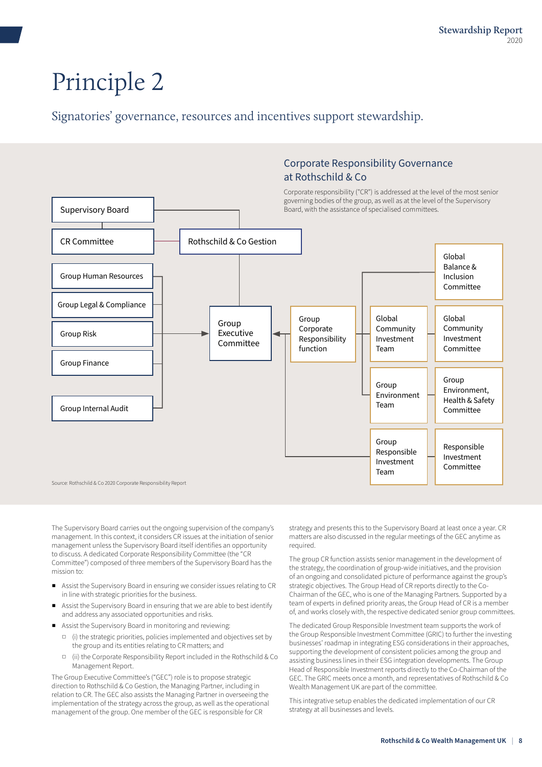# Principle 2

## Signatories' governance, resources and incentives support stewardship.

### Corporate Responsibility Governance at Rothschild & Co

Corporate responsibility ("CR") is addressed at the level of the most senior governing bodies of the group, as well as at the level of the Supervisory Board, with the assistance of specialised committees.

Supervisory Board

CR Committee

Rothschild & Co Gestion

Group Human Resources

Group Legal & Compliance

Group Risk

Group Finance

Group Internal Audit

Group Executive Committee

Group Corporate Responsibility function

Global Balance & Inclusion Committee

Global Community Investment Team

Global Community Investment Committee

Group Environment Team

Group Environment, Health & Safety Committee

Group Responsible Investment Team

Responsible Investment Committee

Source: Rothschild & Co 2020 Corporate Responsibility Report

The Supervisory Board carries out the ongoing supervision of the company's management. In this context, it considers CR issues at the initiation of senior management unless the Supervisory Board itself identifies an opportunity to discuss. A dedicated Corporate Responsibility Committee (the "CR Committee") composed of three members of the Supervisory Board has the mission to:

- Assist the Supervisory Board in ensuring we consider issues relating to CR in line with strategic priorities for the business.
- Assist the Supervisory Board in ensuring that we are able to best identify and address any associated opportunities and risks.
- Assist the Supervisory Board in monitoring and reviewing:
  - (i) the strategic priorities, policies implemented and objectives set by the group and its entities relating to CR matters; and
  - (ii) the Corporate Responsibility Report included in the Rothschild & Co Management Report.

The Group Executive Committee's ("GEC") role is to propose strategic direction to Rothschild & Co Gestion, the Managing Partner, including in relation to CR. The GEC also assists the Managing Partner in overseeing the implementation of the strategy across the group, as well as the operational management of the group. One member of the GEC is responsible for CR strategy and presents this to the Supervisory Board at least once a year. CR matters are also discussed in the regular meetings of the GEC anytime as required.

The group CR function assists senior management in the development of the strategy, the coordination of group-wide initiatives, and the provision of an ongoing and consolidated picture of performance against the group's strategic objectives. The Group Head of CR reports directly to the Co-Chairman of the GEC, who is one of the Managing Partners. Supported by a team of experts in defined priority areas, the Group Head of CR is a member of, and works closely with, the respective dedicated senior group committees.

The dedicated Group Responsible Investment team supports the work of the Group Responsible Investment Committee (GRIC) to further the investing businesses' roadmap in integrating ESG considerations in their approaches, supporting the development of consistent policies among the group and assisting business lines in their ESG integration developments. The Group Head of Responsible Investment reports directly to the Co-Chairman of the GEC. The GRIC meets once a month, and representatives of Rothschild & Co Wealth Management UK are part of the committee.

This integrative setup enables the dedicated implementation of our CR strategy at all businesses and levels.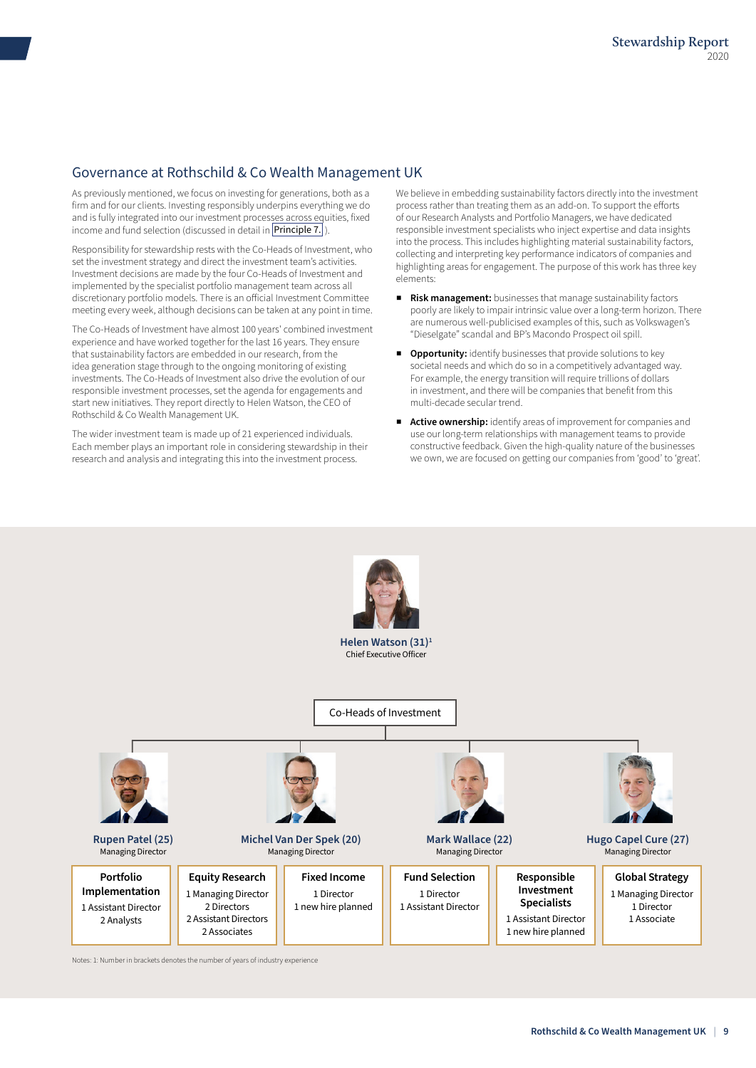## Governance at Rothschild & Co Wealth Management UK

As previously mentioned, we focus on investing for generations, both as a firm and for our clients. Investing responsibly underpins everything we do and is fully integrated into our investment processes across equities, fixed income and fund selection (discussed in detail in Principle 7.).

Responsibility for stewardship rests with the Co-Heads of Investment, who set the investment strategy and direct the investment team's activities. Investment decisions are made by the four Co-Heads of Investment and implemented by the specialist portfolio management team across all discretionary portfolio models. There is an official Investment Committee meeting every week, although decisions can be taken at any point in time.

The Co-Heads of Investment have almost 100 years' combined investment experience and have worked together for the last 16 years. They ensure that sustainability factors are embedded in our research, from the idea generation stage through to the ongoing monitoring of existing investments. The Co-Heads of Investment also drive the evolution of our responsible investment processes, set the agenda for engagements and start new initiatives. They report directly to Helen Watson, the CEO of Rothschild & Co Wealth Management UK.

The wider investment team is made up of 21 experienced individuals. Each member plays an important role in considering stewardship in their research and analysis and integrating this into the investment process.

We believe in embedding sustainability factors directly into the investment process rather than treating them as an add-on. To support the efforts of our Research Analysts and Portfolio Managers, we have dedicated responsible investment specialists who inject expertise and data insights into the process. This includes highlighting material sustainability factors, collecting and interpreting key performance indicators of companies and highlighting areas for engagement. The purpose of this work has three key elements:

- **Risk management:** businesses that manage sustainability factors poorly are likely to impair intrinsic value over a long-term horizon. There are numerous well-publicised examples of this, such as Volkswagen's "Dieselgate" scandal and BP's Macondo Prospect oil spill.
- **Opportunity:** identify businesses that provide solutions to key societal needs and which do so in a competitively advantaged way. For example, the energy transition will require trillions of dollars in investment, and there will be companies that benefit from this multi-decade secular trend.
- **Active ownership:** identify areas of improvement for companies and use our long-term relationships with management teams to provide constructive feedback. Given the high-quality nature of the businesses we own, we are focused on getting our companies from 'good' to 'great'.

**Helen Watson (31)**[1]
Chief Executive Officer

Co-Heads of Investment

**Rupen Patel (25)** – Managing Director

**Michel Van Der Spek (20)** – Managing Director

**Mark Wallace (22)** – Managing Director

**Hugo Capel Cure (27)** – Managing Director

| Portfolio Implementation | Equity Research | Fixed Income | Fund Selection | Responsible Investment Specialists | Global Strategy |
|---|---|---|---|---|---|
| 1 Assistant Director<br>2 Analysts | 1 Managing Director<br>2 Directors<br>2 Assistant Directors<br>2 Associates | 1 Director<br>1 new hire planned | 1 Director<br>1 Assistant Director | 1 Assistant Director<br>1 new hire planned | 1 Managing Director<br>1 Director<br>1 Associate |

Notes: 1: Number in brackets denotes the number of years of industry experience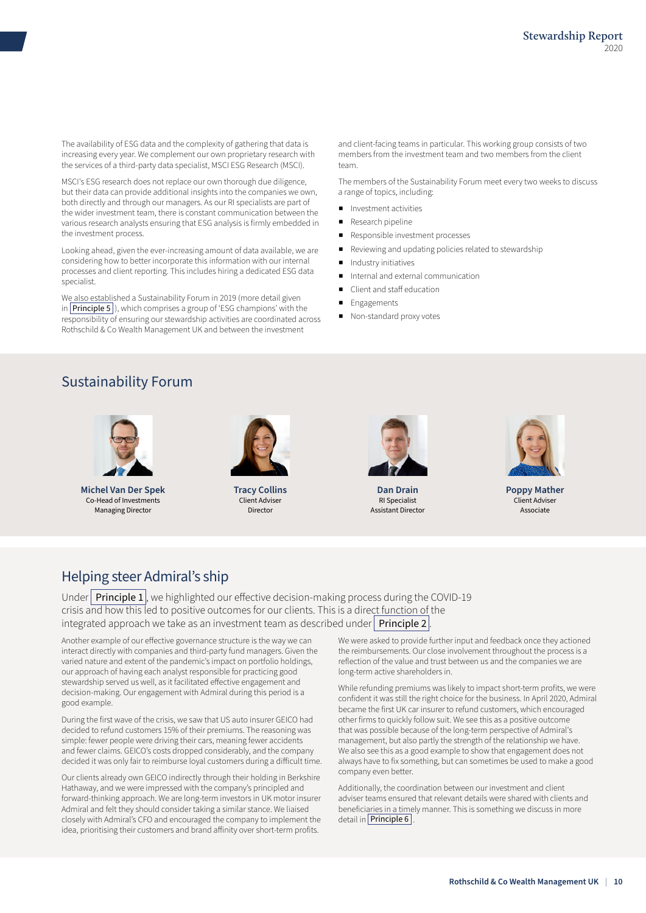The availability of ESG data and the complexity of gathering that data is increasing every year. We complement our own proprietary research with the services of a third-party data specialist, MSCI ESG Research (MSCI).

MSCI's ESG research does not replace our own thorough due diligence, but their data can provide additional insights into the companies we own, both directly and through our managers. As our RI specialists are part of the wider investment team, there is constant communication between the various research analysts ensuring that ESG analysis is firmly embedded in the investment process.

Looking ahead, given the ever-increasing amount of data available, we are considering how to better incorporate this information with our internal processes and client reporting. This includes hiring a dedicated ESG data specialist.

We also established a Sustainability Forum in 2019 (more detail given in Principle 5), which comprises a group of 'ESG champions' with the responsibility of ensuring our stewardship activities are coordinated across Rothschild & Co Wealth Management UK and between the investment and client-facing teams in particular. This working group consists of two members from the investment team and two members from the client team.

The members of the Sustainability Forum meet every two weeks to discuss a range of topics, including:

- Investment activities
- Research pipeline
- Responsible investment processes
- Reviewing and updating policies related to stewardship
- Industry initiatives
- Internal and external communication
- Client and staff education
- Engagements
- Non-standard proxy votes

## Sustainability Forum

**Michel Van Der Spek**
Co-Head of Investments
Managing Director

**Tracy Collins**
Client Adviser
Director

**Dan Drain**
RI Specialist
Assistant Director

**Poppy Mather**
Client Adviser
Associate

## Helping steer Admiral's ship

Under Principle 1, we highlighted our effective decision-making process during the COVID-19 crisis and how this led to positive outcomes for our clients. This is a direct function of the integrated approach we take as an investment team as described under Principle 2.

Another example of our effective governance structure is the way we can interact directly with companies and third-party fund managers. Given the varied nature and extent of the pandemic's impact on portfolio holdings, our approach of having each analyst responsible for practicing good stewardship served us well, as it facilitated effective engagement and decision-making. Our engagement with Admiral during this period is a good example.

During the first wave of the crisis, we saw that US auto insurer GEICO had decided to refund customers 15% of their premiums. The reasoning was simple: fewer people were driving their cars, meaning fewer accidents and fewer claims. GEICO's costs dropped considerably, and the company decided it was only fair to reimburse loyal customers during a difficult time.

Our clients already own GEICO indirectly through their holding in Berkshire Hathaway, and we were impressed with the company's principled and forward-thinking approach. We are long-term investors in UK motor insurer Admiral and felt they should consider taking a similar stance. We liaised closely with Admiral's CFO and encouraged the company to implement the idea, prioritising their customers and brand affinity over short-term profits.

We were asked to provide further input and feedback once they actioned the reimbursements. Our close involvement throughout the process is a reflection of the value and trust between us and the companies we are long-term active shareholders in.

While refunding premiums was likely to impact short-term profits, we were confident it was still the right choice for the business. In April 2020, Admiral became the first UK car insurer to refund customers, which encouraged other firms to quickly follow suit. We see this as a positive outcome that was possible because of the long-term perspective of Admiral's management, but also partly the strength of the relationship we have. We also see this as a good example to show that engagement does not always have to fix something, but can sometimes be used to make a good company even better.

Additionally, the coordination between our investment and client adviser teams ensured that relevant details were shared with clients and beneficiaries in a timely manner. This is something we discuss in more detail in Principle 6.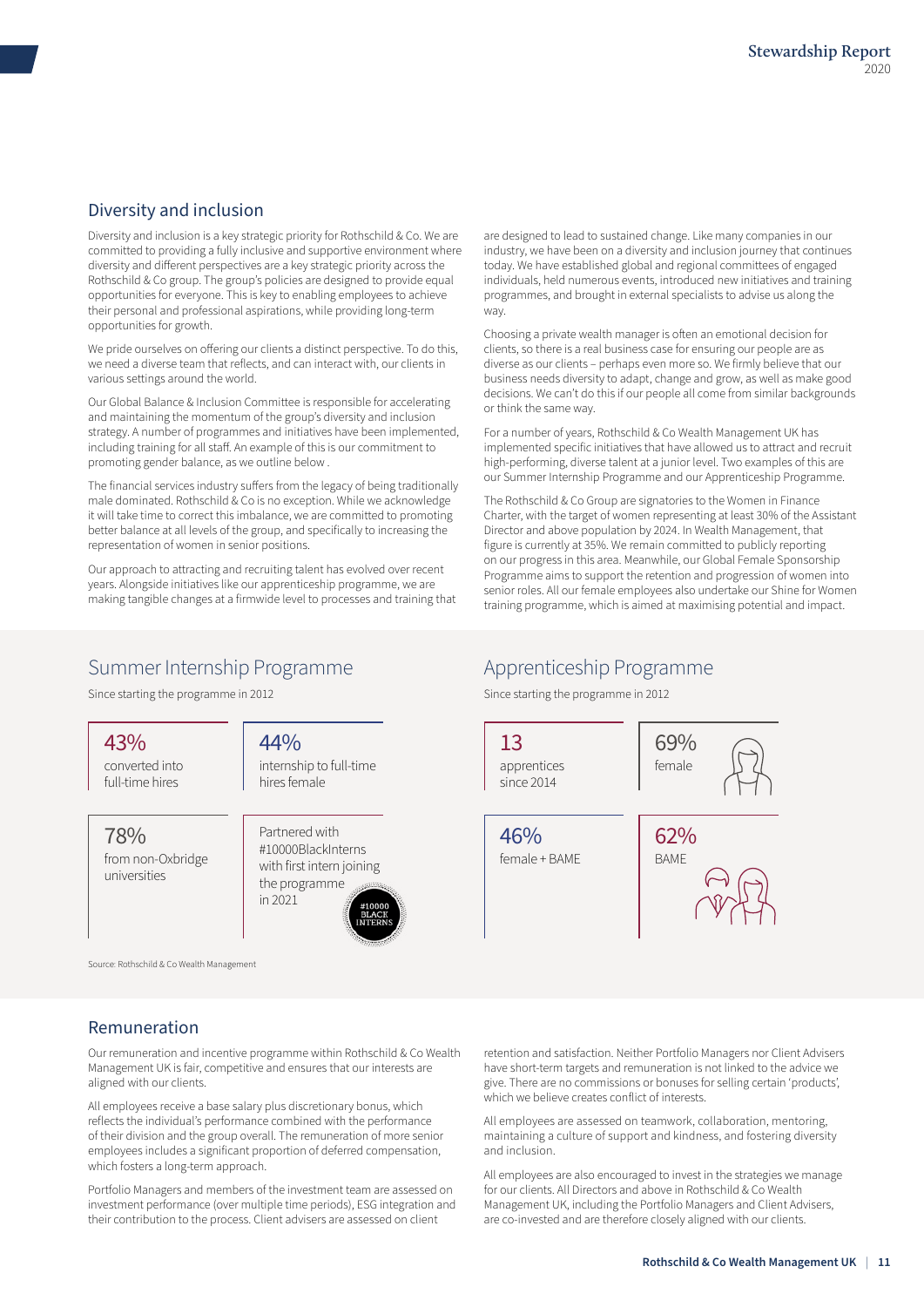## Diversity and inclusion

Diversity and inclusion is a key strategic priority for Rothschild & Co. We are committed to providing a fully inclusive and supportive environment where diversity and different perspectives are a key strategic priority across the Rothschild & Co group. The group's policies are designed to provide equal opportunities for everyone. This is key to enabling employees to achieve their personal and professional aspirations, while providing long-term opportunities for growth.

We pride ourselves on offering our clients a distinct perspective. To do this, we need a diverse team that reflects, and can interact with, our clients in various settings around the world.

Our Global Balance & Inclusion Committee is responsible for accelerating and maintaining the momentum of the group's diversity and inclusion strategy. A number of programmes and initiatives have been implemented, including training for all staff. An example of this is our commitment to promoting gender balance, as we outline below .

The financial services industry suffers from the legacy of being traditionally male dominated. Rothschild & Co is no exception. While we acknowledge it will take time to correct this imbalance, we are committed to promoting better balance at all levels of the group, and specifically to increasing the representation of women in senior positions.

Our approach to attracting and recruiting talent has evolved over recent years. Alongside initiatives like our apprenticeship programme, we are making tangible changes at a firmwide level to processes and training that are designed to lead to sustained change. Like many companies in our industry, we have been on a diversity and inclusion journey that continues today. We have established global and regional committees of engaged individuals, held numerous events, introduced new initiatives and training programmes, and brought in external specialists to advise us along the way.

Choosing a private wealth manager is often an emotional decision for clients, so there is a real business case for ensuring our people are as diverse as our clients – perhaps even more so. We firmly believe that our business needs diversity to adapt, change and grow, as well as make good decisions. We can't do this if our people all come from similar backgrounds or think the same way.

For a number of years, Rothschild & Co Wealth Management UK has implemented specific initiatives that have allowed us to attract and recruit high-performing, diverse talent at a junior level. Two examples of this are our Summer Internship Programme and our Apprenticeship Programme.

The Rothschild & Co Group are signatories to the Women in Finance Charter, with the target of women representing at least 30% of the Assistant Director and above population by 2024. In Wealth Management, that figure is currently at 35%. We remain committed to publicly reporting on our progress in this area. Meanwhile, our Global Female Sponsorship Programme aims to support the retention and progression of women into senior roles. All our female employees also undertake our Shine for Women training programme, which is aimed at maximising potential and impact.

### Summer Internship Programme

Since starting the programme in 2012

- **43%** converted into full-time hires
- **44%** internship to full-time hires female
- **78%** from non-Oxbridge universities
- Partnered with #10000BlackInterns with first intern joining the programme in 2021

### Apprenticeship Programme

Since starting the programme in 2012

- **13** apprentices since 2014
- **69%** female
- **46%** female + BAME
- **62%** BAME

Source: Rothschild & Co Wealth Management

## Remuneration

Our remuneration and incentive programme within Rothschild & Co Wealth Management UK is fair, competitive and ensures that our interests are aligned with our clients.

All employees receive a base salary plus discretionary bonus, which reflects the individual's performance combined with the performance of their division and the group overall. The remuneration of more senior employees includes a significant proportion of deferred compensation, which fosters a long-term approach.

Portfolio Managers and members of the investment team are assessed on investment performance (over multiple time periods), ESG integration and their contribution to the process. Client advisers are assessed on client retention and satisfaction. Neither Portfolio Managers nor Client Advisers have short-term targets and remuneration is not linked to the advice we give. There are no commissions or bonuses for selling certain 'products', which we believe creates conflict of interests.

All employees are assessed on teamwork, collaboration, mentoring, maintaining a culture of support and kindness, and fostering diversity and inclusion.

All employees are also encouraged to invest in the strategies we manage for our clients. All Directors and above in Rothschild & Co Wealth Management UK, including the Portfolio Managers and Client Advisers, are co-invested and are therefore closely aligned with our clients.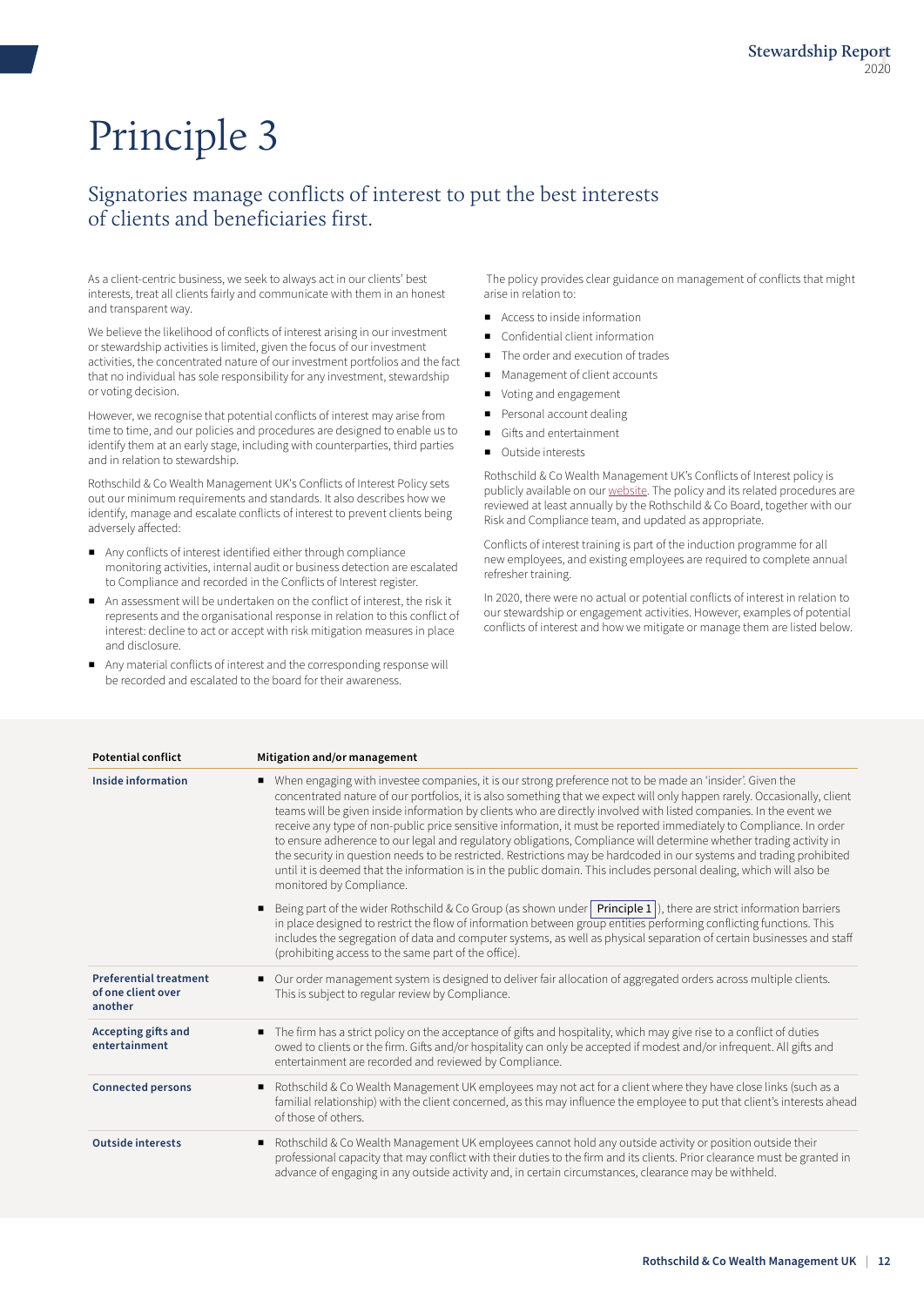# Principle 3

## Signatories manage conflicts of interest to put the best interests of clients and beneficiaries first.

As a client-centric business, we seek to always act in our clients' best interests, treat all clients fairly and communicate with them in an honest and transparent way.

We believe the likelihood of conflicts of interest arising in our investment or stewardship activities is limited, given the focus of our investment activities, the concentrated nature of our investment portfolios and the fact that no individual has sole responsibility for any investment, stewardship or voting decision.

However, we recognise that potential conflicts of interest may arise from time to time, and our policies and procedures are designed to enable us to identify them at an early stage, including with counterparties, third parties and in relation to stewardship.

Rothschild & Co Wealth Management UK's Conflicts of Interest Policy sets out our minimum requirements and standards. It also describes how we identify, manage and escalate conflicts of interest to prevent clients being adversely affected:

- Any conflicts of interest identified either through compliance monitoring activities, internal audit or business detection are escalated to Compliance and recorded in the Conflicts of Interest register.
- An assessment will be undertaken on the conflict of interest, the risk it represents and the organisational response in relation to this conflict of interest: decline to act or accept with risk mitigation measures in place and disclosure.
- Any material conflicts of interest and the corresponding response will be recorded and escalated to the board for their awareness.

The policy provides clear guidance on management of conflicts that might arise in relation to:

- Access to inside information
- Confidential client information
- The order and execution of trades
- Management of client accounts
- Voting and engagement
- Personal account dealing
- Gifts and entertainment
- Outside interests

Rothschild & Co Wealth Management UK's Conflicts of Interest policy is publicly available on our website. The policy and its related procedures are reviewed at least annually by the Rothschild & Co Board, together with our Risk and Compliance team, and updated as appropriate.

Conflicts of interest training is part of the induction programme for all new employees, and existing employees are required to complete annual refresher training.

In 2020, there were no actual or potential conflicts of interest in relation to our stewardship or engagement activities. However, examples of potential conflicts of interest and how we mitigate or manage them are listed below.

| Potential conflict | Mitigation and/or management |
| --- | --- |
| **Inside information** | ■ When engaging with investee companies, it is our strong preference not to be made an 'insider'. Given the concentrated nature of our portfolios, it is also something that we expect will only happen rarely. Occasionally, client teams will be given inside information by clients who are directly involved with listed companies. In the event we receive any type of non-public price sensitive information, it must be reported immediately to Compliance. In order to ensure adherence to our legal and regulatory obligations, Compliance will determine whether trading activity in the security in question needs to be restricted. Restrictions may be hardcoded in our systems and trading prohibited until it is deemed that the information is in the public domain. This includes personal dealing, which will also be monitored by Compliance.<br>■ Being part of the wider Rothschild & Co Group (as shown under Principle 1), there are strict information barriers in place designed to restrict the flow of information between group entities performing conflicting functions. This includes the segregation of data and computer systems, as well as physical separation of certain businesses and staff (prohibiting access to the same part of the office). |
| **Preferential treatment of one client over another** | ■ Our order management system is designed to deliver fair allocation of aggregated orders across multiple clients. This is subject to regular review by Compliance. |
| **Accepting gifts and entertainment** | ■ The firm has a strict policy on the acceptance of gifts and hospitality, which may give rise to a conflict of duties owed to clients or the firm. Gifts and/or hospitality can only be accepted if modest and/or infrequent. All gifts and entertainment are recorded and reviewed by Compliance. |
| **Connected persons** | ■ Rothschild & Co Wealth Management UK employees may not act for a client where they have close links (such as a familial relationship) with the client concerned, as this may influence the employee to put that client's interests ahead of those of others. |
| **Outside interests** | ■ Rothschild & Co Wealth Management UK employees cannot hold any outside activity or position outside their professional capacity that may conflict with their duties to the firm and its clients. Prior clearance must be granted in advance of engaging in any outside activity and, in certain circumstances, clearance may be withheld. |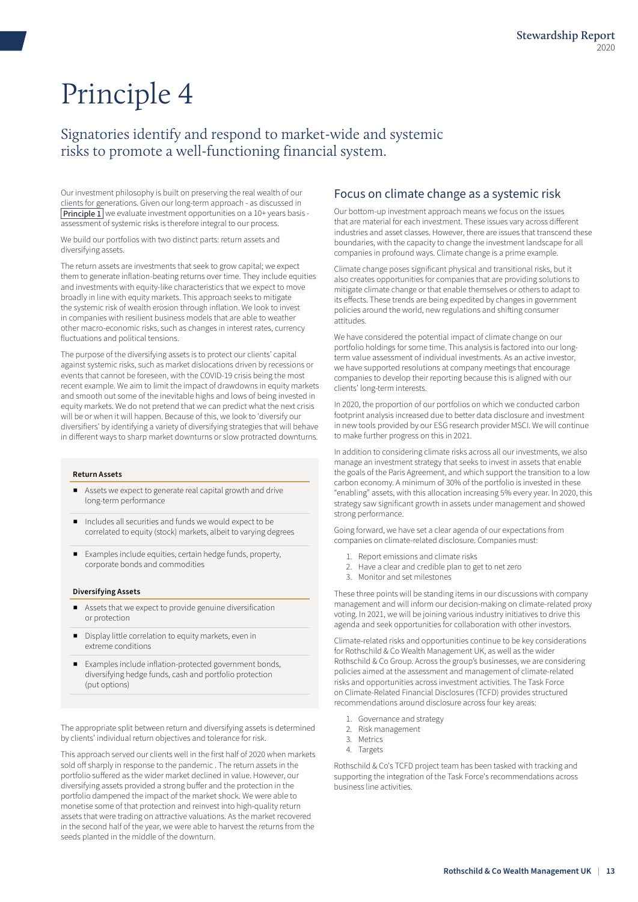# Principle 4

## Signatories identify and respond to market-wide and systemic risks to promote a well-functioning financial system.

Our investment philosophy is built on preserving the real wealth of our clients for generations. Given our long-term approach - as discussed in Principle 1 we evaluate investment opportunities on a 10+ years basis - assessment of systemic risks is therefore integral to our process.

We build our portfolios with two distinct parts: return assets and diversifying assets.

The return assets are investments that seek to grow capital; we expect them to generate inflation-beating returns over time. They include equities and investments with equity-like characteristics that we expect to move broadly in line with equity markets. This approach seeks to mitigate the systemic risk of wealth erosion through inflation. We look to invest in companies with resilient business models that are able to weather other macro-economic risks, such as changes in interest rates, currency fluctuations and political tensions.

The purpose of the diversifying assets is to protect our clients' capital against systemic risks, such as market dislocations driven by recessions or events that cannot be foreseen, with the COVID-19 crisis being the most recent example. We aim to limit the impact of drawdowns in equity markets and smooth out some of the inevitable highs and lows of being invested in equity markets. We do not pretend that we can predict what the next crisis will be or when it will happen. Because of this, we look to 'diversify our diversifiers' by identifying a variety of diversifying strategies that will behave in different ways to sharp market downturns or slow protracted downturns.

**Return Assets**

- Assets we expect to generate real capital growth and drive long-term performance
- Includes all securities and funds we would expect to be correlated to equity (stock) markets, albeit to varying degrees
- Examples include equities, certain hedge funds, property, corporate bonds and commodities

**Diversifying Assets**

- Assets that we expect to provide genuine diversification or protection
- Display little correlation to equity markets, even in extreme conditions
- Examples include inflation-protected government bonds, diversifying hedge funds, cash and portfolio protection (put options)

The appropriate split between return and diversifying assets is determined by clients' individual return objectives and tolerance for risk.

This approach served our clients well in the first half of 2020 when markets sold off sharply in response to the pandemic . The return assets in the portfolio suffered as the wider market declined in value. However, our diversifying assets provided a strong buffer and the protection in the portfolio dampened the impact of the market shock. We were able to monetise some of that protection and reinvest into high-quality return assets that were trading on attractive valuations. As the market recovered in the second half of the year, we were able to harvest the returns from the seeds planted in the middle of the downturn.

## Focus on climate change as a systemic risk

Our bottom-up investment approach means we focus on the issues that are material for each investment. These issues vary across different industries and asset classes. However, there are issues that transcend these boundaries, with the capacity to change the investment landscape for all companies in profound ways. Climate change is a prime example.

Climate change poses significant physical and transitional risks, but it also creates opportunities for companies that are providing solutions to mitigate climate change or that enable themselves or others to adapt to its effects. These trends are being expedited by changes in government policies around the world, new regulations and shifting consumer attitudes.

We have considered the potential impact of climate change on our portfolio holdings for some time. This analysis is factored into our long-term value assessment of individual investments. As an active investor, we have supported resolutions at company meetings that encourage companies to develop their reporting because this is aligned with our clients' long-term interests.

In 2020, the proportion of our portfolios on which we conducted carbon footprint analysis increased due to better data disclosure and investment in new tools provided by our ESG research provider MSCI. We will continue to make further progress on this in 2021.

In addition to considering climate risks across all our investments, we also manage an investment strategy that seeks to invest in assets that enable the goals of the Paris Agreement, and which support the transition to a low carbon economy. A minimum of 30% of the portfolio is invested in these "enabling" assets, with this allocation increasing 5% every year. In 2020, this strategy saw significant growth in assets under management and showed strong performance.

Going forward, we have set a clear agenda of our expectations from companies on climate-related disclosure. Companies must:

1. Report emissions and climate risks
2. Have a clear and credible plan to get to net zero
3. Monitor and set milestones

These three points will be standing items in our discussions with company management and will inform our decision-making on climate-related proxy voting. In 2021, we will be joining various industry initiatives to drive this agenda and seek opportunities for collaboration with other investors.

Climate-related risks and opportunities continue to be key considerations for Rothschild & Co Wealth Management UK, as well as the wider Rothschild & Co Group. Across the group's businesses, we are considering policies aimed at the assessment and management of climate-related risks and opportunities across investment activities. The Task Force on Climate-Related Financial Disclosures (TCFD) provides structured recommendations around disclosure across four key areas:

1. Governance and strategy
2. Risk management
3. Metrics
4. Targets

Rothschild & Co's TCFD project team has been tasked with tracking and supporting the integration of the Task Force's recommendations across business line activities.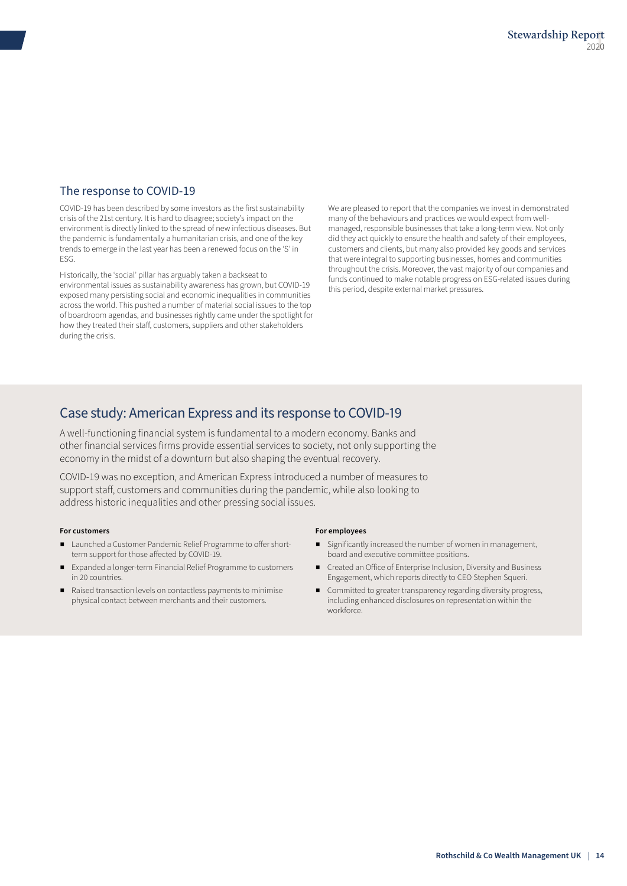## The response to COVID-19

COVID-19 has been described by some investors as the first sustainability crisis of the 21st century. It is hard to disagree; society's impact on the environment is directly linked to the spread of new infectious diseases. But the pandemic is fundamentally a humanitarian crisis, and one of the key trends to emerge in the last year has been a renewed focus on the 'S' in ESG.

Historically, the 'social' pillar has arguably taken a backseat to environmental issues as sustainability awareness has grown, but COVID-19 exposed many persisting social and economic inequalities in communities across the world. This pushed a number of material social issues to the top of boardroom agendas, and businesses rightly came under the spotlight for how they treated their staff, customers, suppliers and other stakeholders during the crisis.

We are pleased to report that the companies we invest in demonstrated many of the behaviours and practices we would expect from well-managed, responsible businesses that take a long-term view. Not only did they act quickly to ensure the health and safety of their employees, customers and clients, but many also provided key goods and services that were integral to supporting businesses, homes and communities throughout the crisis. Moreover, the vast majority of our companies and funds continued to make notable progress on ESG-related issues during this period, despite external market pressures.

## Case study: American Express and its response to COVID-19

A well-functioning financial system is fundamental to a modern economy. Banks and other financial services firms provide essential services to society, not only supporting the economy in the midst of a downturn but also shaping the eventual recovery.

COVID-19 was no exception, and American Express introduced a number of measures to support staff, customers and communities during the pandemic, while also looking to address historic inequalities and other pressing social issues.

**For customers**

- Launched a Customer Pandemic Relief Programme to offer short-term support for those affected by COVID-19.
- Expanded a longer-term Financial Relief Programme to customers in 20 countries.
- Raised transaction levels on contactless payments to minimise physical contact between merchants and their customers.

**For employees**

- Significantly increased the number of women in management, board and executive committee positions.
- Created an Office of Enterprise Inclusion, Diversity and Business Engagement, which reports directly to CEO Stephen Squeri.
- Committed to greater transparency regarding diversity progress, including enhanced disclosures on representation within the workforce.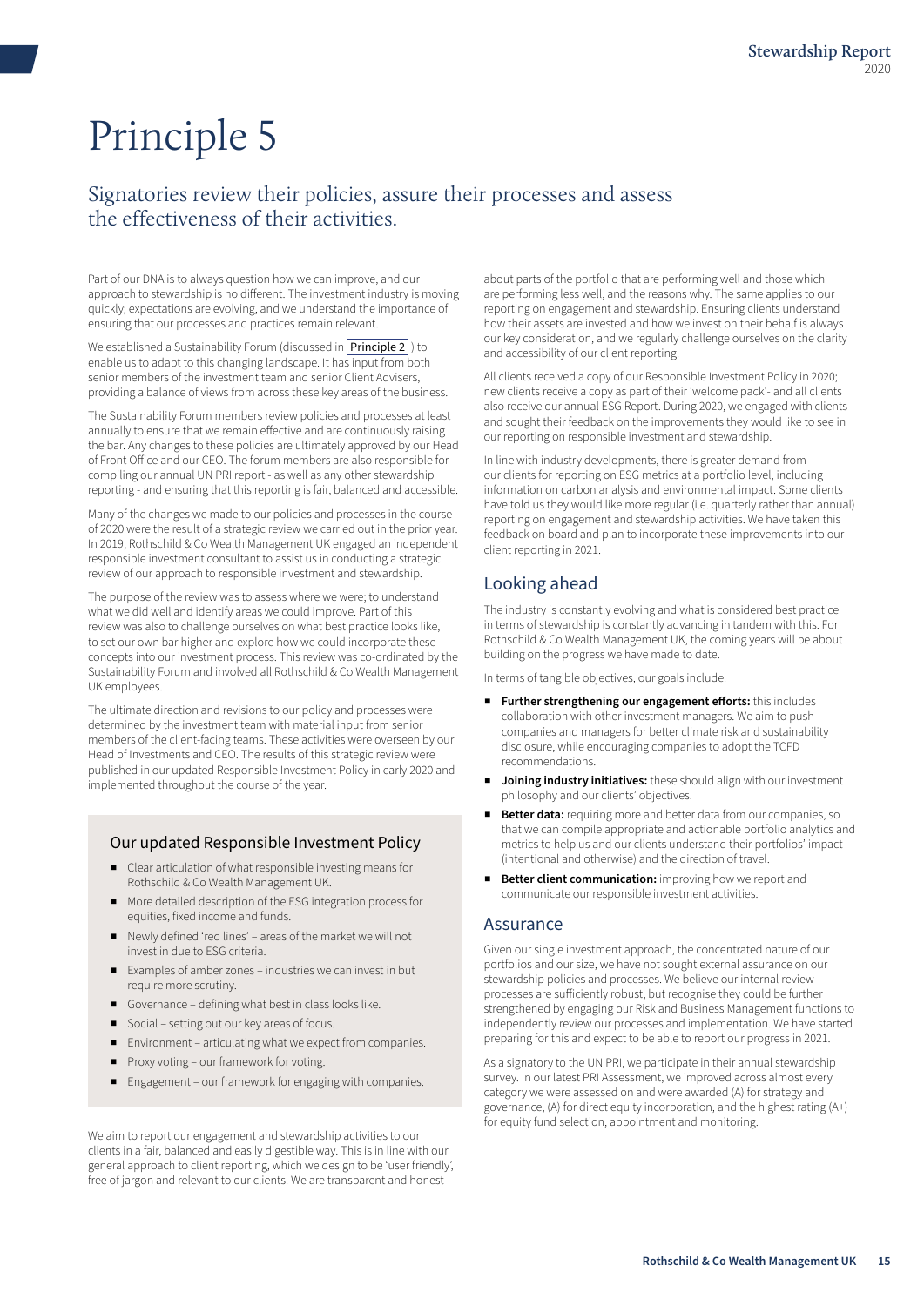# Principle 5

## Signatories review their policies, assure their processes and assess the effectiveness of their activities.

Part of our DNA is to always question how we can improve, and our approach to stewardship is no different. The investment industry is moving quickly; expectations are evolving, and we understand the importance of ensuring that our processes and practices remain relevant.

We established a Sustainability Forum (discussed in Principle 2) to enable us to adapt to this changing landscape. It has input from both senior members of the investment team and senior Client Advisers, providing a balance of views from across these key areas of the business.

The Sustainability Forum members review policies and processes at least annually to ensure that we remain effective and are continuously raising the bar. Any changes to these policies are ultimately approved by our Head of Front Office and our CEO. The forum members are also responsible for compiling our annual UN PRI report - as well as any other stewardship reporting - and ensuring that this reporting is fair, balanced and accessible.

Many of the changes we made to our policies and processes in the course of 2020 were the result of a strategic review we carried out in the prior year. In 2019, Rothschild & Co Wealth Management UK engaged an independent responsible investment consultant to assist us in conducting a strategic review of our approach to responsible investment and stewardship.

The purpose of the review was to assess where we were; to understand what we did well and identify areas we could improve. Part of this review was also to challenge ourselves on what best practice looks like, to set our own bar higher and explore how we could incorporate these concepts into our investment process. This review was co-ordinated by the Sustainability Forum and involved all Rothschild & Co Wealth Management UK employees.

The ultimate direction and revisions to our policy and processes were determined by the investment team with material input from senior members of the client-facing teams. These activities were overseen by our Head of Investments and CEO. The results of this strategic review were published in our updated Responsible Investment Policy in early 2020 and implemented throughout the course of the year.

### Our updated Responsible Investment Policy

- Clear articulation of what responsible investing means for Rothschild & Co Wealth Management UK.
- More detailed description of the ESG integration process for equities, fixed income and funds.
- Newly defined 'red lines' – areas of the market we will not invest in due to ESG criteria.
- Examples of amber zones – industries we can invest in but require more scrutiny.
- Governance – defining what best in class looks like.
- Social – setting out our key areas of focus.
- Environment – articulating what we expect from companies.
- Proxy voting – our framework for voting.
- Engagement – our framework for engaging with companies.

We aim to report our engagement and stewardship activities to our clients in a fair, balanced and easily digestible way. This is in line with our general approach to client reporting, which we design to be 'user friendly', free of jargon and relevant to our clients. We are transparent and honest about parts of the portfolio that are performing well and those which are performing less well, and the reasons why. The same applies to our reporting on engagement and stewardship. Ensuring clients understand how their assets are invested and how we invest on their behalf is always our key consideration, and we regularly challenge ourselves on the clarity and accessibility of our client reporting.

All clients received a copy of our Responsible Investment Policy in 2020; new clients receive a copy as part of their 'welcome pack'- and all clients also receive our annual ESG Report. During 2020, we engaged with clients and sought their feedback on the improvements they would like to see in our reporting on responsible investment and stewardship.

In line with industry developments, there is greater demand from our clients for reporting on ESG metrics at a portfolio level, including information on carbon analysis and environmental impact. Some clients have told us they would like more regular (i.e. quarterly rather than annual) reporting on engagement and stewardship activities. We have taken this feedback on board and plan to incorporate these improvements into our client reporting in 2021.

## Looking ahead

The industry is constantly evolving and what is considered best practice in terms of stewardship is constantly advancing in tandem with this. For Rothschild & Co Wealth Management UK, the coming years will be about building on the progress we have made to date.

In terms of tangible objectives, our goals include:

- **Further strengthening our engagement efforts:** this includes collaboration with other investment managers. We aim to push companies and managers for better climate risk and sustainability disclosure, while encouraging companies to adopt the TCFD recommendations.
- **Joining industry initiatives:** these should align with our investment philosophy and our clients' objectives.
- **Better data:** requiring more and better data from our companies, so that we can compile appropriate and actionable portfolio analytics and metrics to help us and our clients understand their portfolios' impact (intentional and otherwise) and the direction of travel.
- **Better client communication:** improving how we report and communicate our responsible investment activities.

## Assurance

Given our single investment approach, the concentrated nature of our portfolios and our size, we have not sought external assurance on our stewardship policies and processes. We believe our internal review processes are sufficiently robust, but recognise they could be further strengthened by engaging our Risk and Business Management functions to independently review our processes and implementation. We have started preparing for this and expect to be able to report our progress in 2021.

As a signatory to the UN PRI, we participate in their annual stewardship survey. In our latest PRI Assessment, we improved across almost every category we were assessed on and were awarded (A) for strategy and governance, (A) for direct equity incorporation, and the highest rating (A+) for equity fund selection, appointment and monitoring.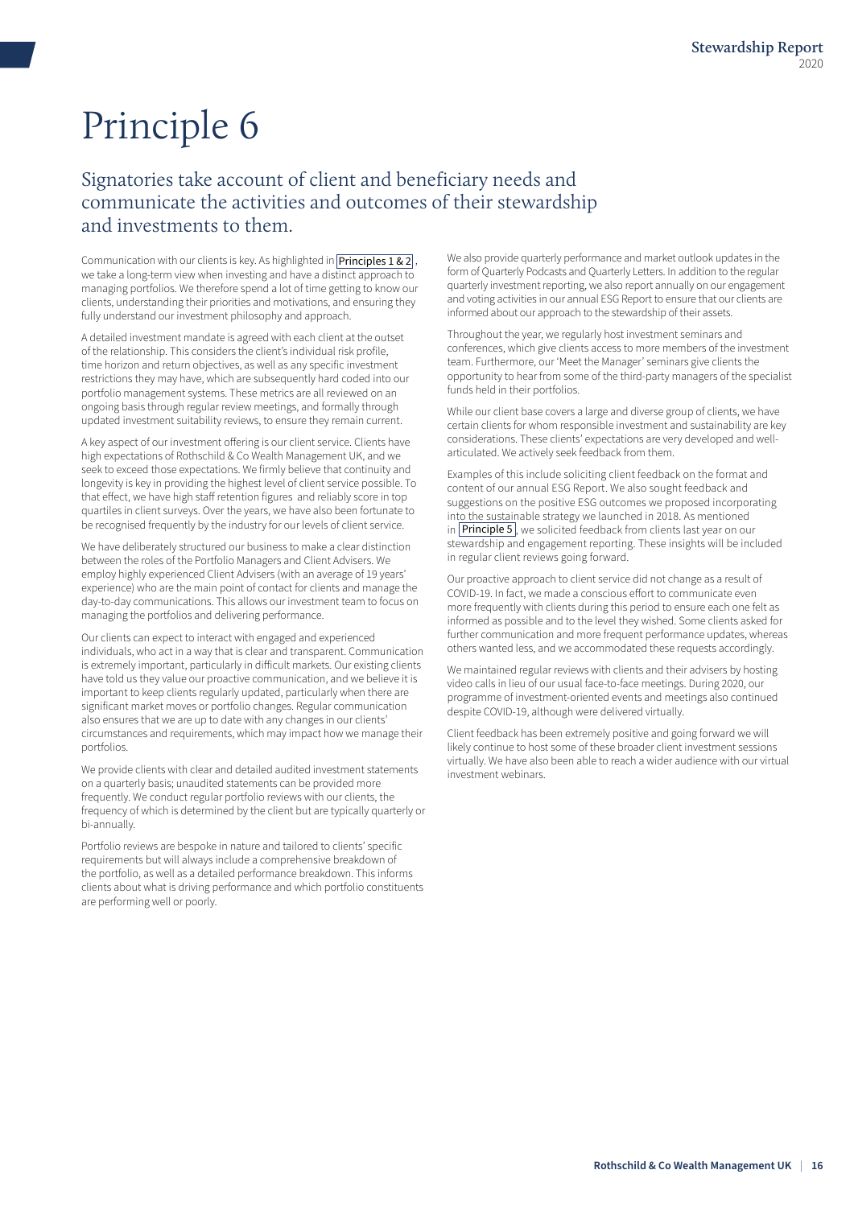# Principle 6

## Signatories take account of client and beneficiary needs and communicate the activities and outcomes of their stewardship and investments to them.

Communication with our clients is key. As highlighted in Principles 1 & 2, we take a long-term view when investing and have a distinct approach to managing portfolios. We therefore spend a lot of time getting to know our clients, understanding their priorities and motivations, and ensuring they fully understand our investment philosophy and approach.

A detailed investment mandate is agreed with each client at the outset of the relationship. This considers the client's individual risk profile, time horizon and return objectives, as well as any specific investment restrictions they may have, which are subsequently hard coded into our portfolio management systems. These metrics are all reviewed on an ongoing basis through regular review meetings, and formally through updated investment suitability reviews, to ensure they remain current.

A key aspect of our investment offering is our client service. Clients have high expectations of Rothschild & Co Wealth Management UK, and we seek to exceed those expectations. We firmly believe that continuity and longevity is key in providing the highest level of client service possible. To that effect, we have high staff retention figures and reliably score in top quartiles in client surveys. Over the years, we have also been fortunate to be recognised frequently by the industry for our levels of client service.

We have deliberately structured our business to make a clear distinction between the roles of the Portfolio Managers and Client Advisers. We employ highly experienced Client Advisers (with an average of 19 years' experience) who are the main point of contact for clients and manage the day-to-day communications. This allows our investment team to focus on managing the portfolios and delivering performance.

Our clients can expect to interact with engaged and experienced individuals, who act in a way that is clear and transparent. Communication is extremely important, particularly in difficult markets. Our existing clients have told us they value our proactive communication, and we believe it is important to keep clients regularly updated, particularly when there are significant market moves or portfolio changes. Regular communication also ensures that we are up to date with any changes in our clients' circumstances and requirements, which may impact how we manage their portfolios.

We provide clients with clear and detailed audited investment statements on a quarterly basis; unaudited statements can be provided more frequently. We conduct regular portfolio reviews with our clients, the frequency of which is determined by the client but are typically quarterly or bi-annually.

Portfolio reviews are bespoke in nature and tailored to clients' specific requirements but will always include a comprehensive breakdown of the portfolio, as well as a detailed performance breakdown. This informs clients about what is driving performance and which portfolio constituents are performing well or poorly.

We also provide quarterly performance and market outlook updates in the form of Quarterly Podcasts and Quarterly Letters. In addition to the regular quarterly investment reporting, we also report annually on our engagement and voting activities in our annual ESG Report to ensure that our clients are informed about our approach to the stewardship of their assets.

Throughout the year, we regularly host investment seminars and conferences, which give clients access to more members of the investment team. Furthermore, our 'Meet the Manager' seminars give clients the opportunity to hear from some of the third-party managers of the specialist funds held in their portfolios.

While our client base covers a large and diverse group of clients, we have certain clients for whom responsible investment and sustainability are key considerations. These clients' expectations are very developed and well-articulated. We actively seek feedback from them.

Examples of this include soliciting client feedback on the format and content of our annual ESG Report. We also sought feedback and suggestions on the positive ESG outcomes we proposed incorporating into the sustainable strategy we launched in 2018. As mentioned in Principle 5, we solicited feedback from clients last year on our stewardship and engagement reporting. These insights will be included in regular client reviews going forward.

Our proactive approach to client service did not change as a result of COVID-19. In fact, we made a conscious effort to communicate even more frequently with clients during this period to ensure each one felt as informed as possible and to the level they wished. Some clients asked for further communication and more frequent performance updates, whereas others wanted less, and we accommodated these requests accordingly.

We maintained regular reviews with clients and their advisers by hosting video calls in lieu of our usual face-to-face meetings. During 2020, our programme of investment-oriented events and meetings also continued despite COVID-19, although were delivered virtually.

Client feedback has been extremely positive and going forward we will likely continue to host some of these broader client investment sessions virtually. We have also been able to reach a wider audience with our virtual investment webinars.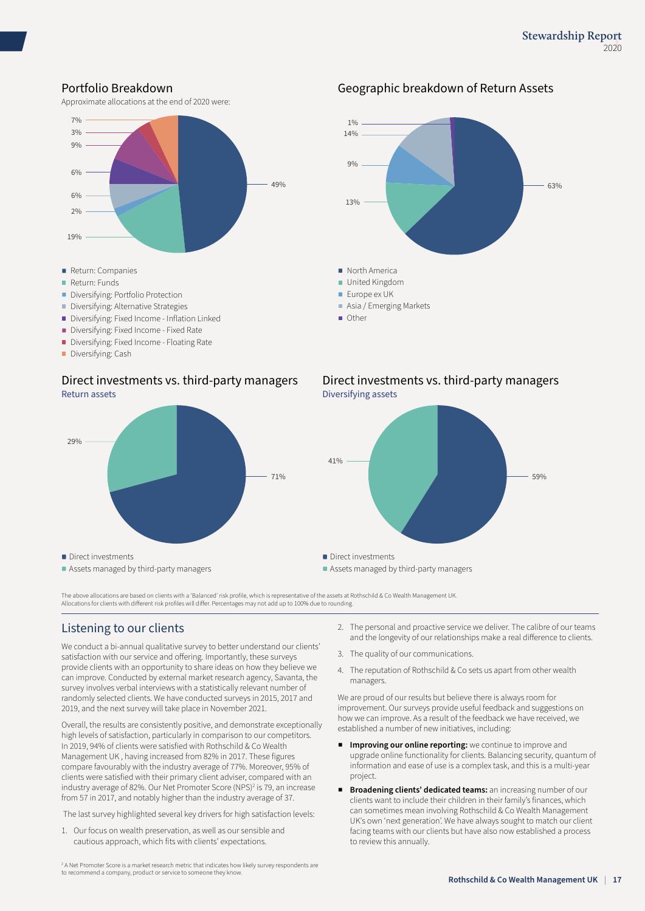## Portfolio Breakdown

Approximate allocations at the end of 2020 were:

| Allocation | % |
| --- | --- |
| Return: Companies | 49% |
| Return: Funds | 19% |
| Diversifying: Portfolio Protection | 2% |
| Diversifying: Alternative Strategies | 6% |
| Diversifying: Fixed Income - Inflation Linked | 6% |
| Diversifying: Fixed Income - Fixed Rate | 9% |
| Diversifying: Fixed Income - Floating Rate | 3% |
| Diversifying: Cash | 7% |

## Geographic breakdown of Return Assets

| Region | % |
| --- | --- |
| North America | 63% |
| United Kingdom | 13% |
| Europe ex UK | 9% |
| Asia / Emerging Markets | 14% |
| Other | 1% |

## Direct investments vs. third-party managers

Return assets

| | % |
| --- | --- |
| Direct investments | 71% |
| Assets managed by third-party managers | 29% |

## Direct investments vs. third-party managers

Diversifying assets

| | % |
| --- | --- |
| Direct investments | 59% |
| Assets managed by third-party managers | 41% |

The above allocations are based on clients with a 'Balanced' risk profile, which is representative of the assets at Rothschild & Co Wealth Management UK. Allocations for clients with different risk profiles will differ. Percentages may not add up to 100% due to rounding.

## Listening to our clients

We conduct a bi-annual qualitative survey to better understand our clients' satisfaction with our service and offering. Importantly, these surveys provide clients with an opportunity to share ideas on how they believe we can improve. Conducted by external market research agency, Savanta, the survey involves verbal interviews with a statistically relevant number of randomly selected clients. We have conducted surveys in 2015, 2017 and 2019, and the next survey will take place in November 2021.

Overall, the results are consistently positive, and demonstrate exceptionally high levels of satisfaction, particularly in comparison to our competitors. In 2019, 94% of clients were satisfied with Rothschild & Co Wealth Management UK , having increased from 82% in 2017. These figures compare favourably with the industry average of 77%. Moreover, 95% of clients were satisfied with their primary client adviser, compared with an industry average of 82%. Our Net Promoter Score (NPS)[2] is 79, an increase from 57 in 2017, and notably higher than the industry average of 37.

The last survey highlighted several key drivers for high satisfaction levels:

1. Our focus on wealth preservation, as well as our sensible and cautious approach, which fits with clients' expectations.
2. The personal and proactive service we deliver. The calibre of our teams and the longevity of our relationships make a real difference to clients.
3. The quality of our communications.
4. The reputation of Rothschild & Co sets us apart from other wealth managers.

We are proud of our results but believe there is always room for improvement. Our surveys provide useful feedback and suggestions on how we can improve. As a result of the feedback we have received, we established a number of new initiatives, including:

- **Improving our online reporting:** we continue to improve and upgrade online functionality for clients. Balancing security, quantum of information and ease of use is a complex task, and this is a multi-year project.
- **Broadening clients' dedicated teams:** an increasing number of our clients want to include their children in their family's finances, which can sometimes mean involving Rothschild & Co Wealth Management UK's own 'next generation'. We have always sought to match our client facing teams with our clients but have also now established a process to review this annually.

[2] A Net Promoter Score is a market research metric that indicates how likely survey respondents are to recommend a company, product or service to someone they know.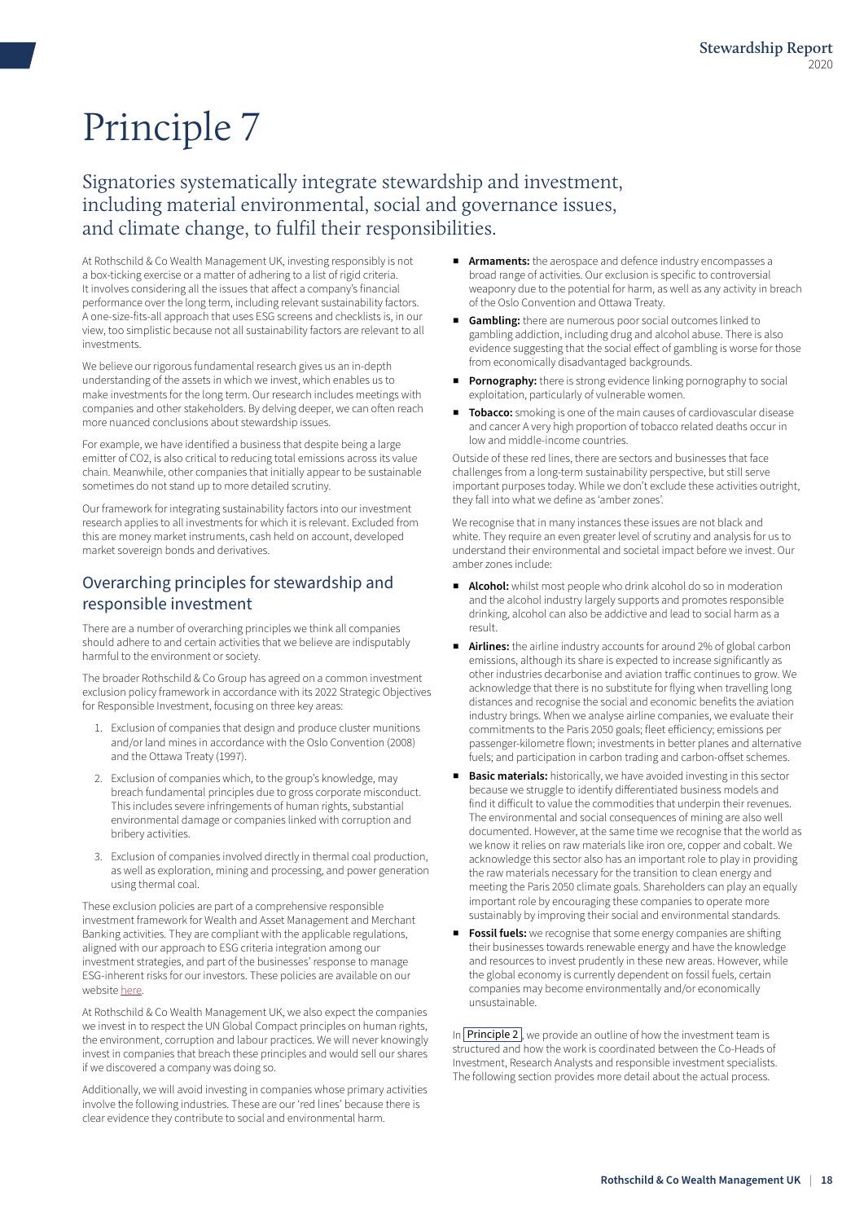# Principle 7

## Signatories systematically integrate stewardship and investment, including material environmental, social and governance issues, and climate change, to fulfil their responsibilities.

At Rothschild & Co Wealth Management UK, investing responsibly is not a box-ticking exercise or a matter of adhering to a list of rigid criteria. It involves considering all the issues that affect a company's financial performance over the long term, including relevant sustainability factors. A one-size-fits-all approach that uses ESG screens and checklists is, in our view, too simplistic because not all sustainability factors are relevant to all investments.

We believe our rigorous fundamental research gives us an in-depth understanding of the assets in which we invest, which enables us to make investments for the long term. Our research includes meetings with companies and other stakeholders. By delving deeper, we can often reach more nuanced conclusions about stewardship issues.

For example, we have identified a business that despite being a large emitter of $CO_2$, is also critical to reducing total emissions across its value chain. Meanwhile, other companies that initially appear to be sustainable sometimes do not stand up to more detailed scrutiny.

Our framework for integrating sustainability factors into our investment research applies to all investments for which it is relevant. Excluded from this are money market instruments, cash held on account, developed market sovereign bonds and derivatives.

## Overarching principles for stewardship and responsible investment

There are a number of overarching principles we think all companies should adhere to and certain activities that we believe are indisputably harmful to the environment or society.

The broader Rothschild & Co Group has agreed on a common investment exclusion policy framework in accordance with its 2022 Strategic Objectives for Responsible Investment, focusing on three key areas:

1. Exclusion of companies that design and produce cluster munitions and/or land mines in accordance with the Oslo Convention (2008) and the Ottawa Treaty (1997).
2. Exclusion of companies which, to the group's knowledge, may breach fundamental principles due to gross corporate misconduct. This includes severe infringements of human rights, substantial environmental damage or companies linked with corruption and bribery activities.
3. Exclusion of companies involved directly in thermal coal production, as well as exploration, mining and processing, and power generation using thermal coal.

These exclusion policies are part of a comprehensive responsible investment framework for Wealth and Asset Management and Merchant Banking activities. They are compliant with the applicable regulations, aligned with our approach to ESG criteria integration among our investment strategies, and part of the businesses' response to manage ESG-inherent risks for our investors. These policies are available on our website here.

At Rothschild & Co Wealth Management UK, we also expect the companies we invest in to respect the UN Global Compact principles on human rights, the environment, corruption and labour practices. We will never knowingly invest in companies that breach these principles and would sell our shares if we discovered a company was doing so.

Additionally, we will avoid investing in companies whose primary activities involve the following industries. These are our 'red lines' because there is clear evidence they contribute to social and environmental harm.

- **Armaments:** the aerospace and defence industry encompasses a broad range of activities. Our exclusion is specific to controversial weaponry due to the potential for harm, as well as any activity in breach of the Oslo Convention and Ottawa Treaty.
- **Gambling:** there are numerous poor social outcomes linked to gambling addiction, including drug and alcohol abuse. There is also evidence suggesting that the social effect of gambling is worse for those from economically disadvantaged backgrounds.
- **Pornography:** there is strong evidence linking pornography to social exploitation, particularly of vulnerable women.
- **Tobacco:** smoking is one of the main causes of cardiovascular disease and cancer A very high proportion of tobacco related deaths occur in low and middle-income countries.

Outside of these red lines, there are sectors and businesses that face challenges from a long-term sustainability perspective, but still serve important purposes today. While we don't exclude these activities outright, they fall into what we define as 'amber zones'.

We recognise that in many instances these issues are not black and white. They require an even greater level of scrutiny and analysis for us to understand their environmental and societal impact before we invest. Our amber zones include:

- **Alcohol:** whilst most people who drink alcohol do so in moderation and the alcohol industry largely supports and promotes responsible drinking, alcohol can also be addictive and lead to social harm as a result.
- **Airlines:** the airline industry accounts for around 2% of global carbon emissions, although its share is expected to increase significantly as other industries decarbonise and aviation traffic continues to grow. We acknowledge that there is no substitute for flying when travelling long distances and recognise the social and economic benefits the aviation industry brings. When we analyse airline companies, we evaluate their commitments to the Paris 2050 goals; fleet efficiency; emissions per passenger-kilometre flown; investments in better planes and alternative fuels; and participation in carbon trading and carbon-offset schemes.
- **Basic materials:** historically, we have avoided investing in this sector because we struggle to identify differentiated business models and find it difficult to value the commodities that underpin their revenues. The environmental and social consequences of mining are also well documented. However, at the same time we recognise that the world as we know it relies on raw materials like iron ore, copper and cobalt. We acknowledge this sector also has an important role to play in providing the raw materials necessary for the transition to clean energy and meeting the Paris 2050 climate goals. Shareholders can play an equally important role by encouraging these companies to operate more sustainably by improving their social and environmental standards.
- **Fossil fuels:** we recognise that some energy companies are shifting their businesses towards renewable energy and have the knowledge and resources to invest prudently in these new areas. However, while the global economy is currently dependent on fossil fuels, certain companies may become environmentally and/or economically unsustainable.

In Principle 2, we provide an outline of how the investment team is structured and how the work is coordinated between the Co-Heads of Investment, Research Analysts and responsible investment specialists. The following section provides more detail about the actual process.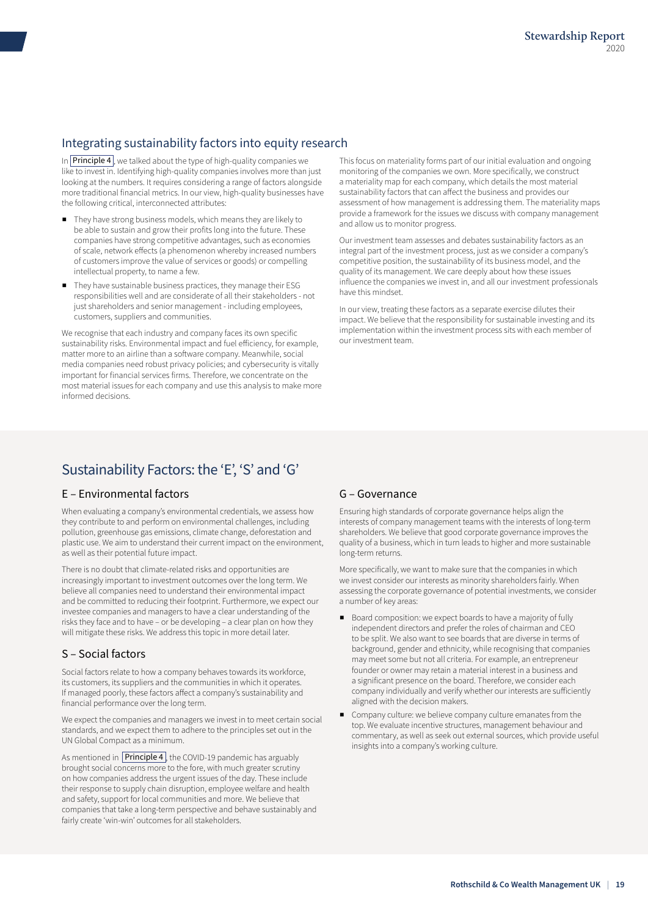## Integrating sustainability factors into equity research

In Principle 4, we talked about the type of high-quality companies we like to invest in. Identifying high-quality companies involves more than just looking at the numbers. It requires considering a range of factors alongside more traditional financial metrics. In our view, high-quality businesses have the following critical, interconnected attributes:

- They have strong business models, which means they are likely to be able to sustain and grow their profits long into the future. These companies have strong competitive advantages, such as economies of scale, network effects (a phenomenon whereby increased numbers of customers improve the value of services or goods) or compelling intellectual property, to name a few.
- They have sustainable business practices, they manage their ESG responsibilities well and are considerate of all their stakeholders - not just shareholders and senior management - including employees, customers, suppliers and communities.

We recognise that each industry and company faces its own specific sustainability risks. Environmental impact and fuel efficiency, for example, matter more to an airline than a software company. Meanwhile, social media companies need robust privacy policies; and cybersecurity is vitally important for financial services firms. Therefore, we concentrate on the most material issues for each company and use this analysis to make more informed decisions.

This focus on materiality forms part of our initial evaluation and ongoing monitoring of the companies we own. More specifically, we construct a materiality map for each company, which details the most material sustainability factors that can affect the business and provides our assessment of how management is addressing them. The materiality maps provide a framework for the issues we discuss with company management and allow us to monitor progress.

Our investment team assesses and debates sustainability factors as an integral part of the investment process, just as we consider a company's competitive position, the sustainability of its business model, and the quality of its management. We care deeply about how these issues influence the companies we invest in, and all our investment professionals have this mindset.

In our view, treating these factors as a separate exercise dilutes their impact. We believe that the responsibility for sustainable investing and its implementation within the investment process sits with each member of our investment team.

## Sustainability Factors: the 'E', 'S' and 'G'

### E – Environmental factors

When evaluating a company's environmental credentials, we assess how they contribute to and perform on environmental challenges, including pollution, greenhouse gas emissions, climate change, deforestation and plastic use. We aim to understand their current impact on the environment, as well as their potential future impact.

There is no doubt that climate-related risks and opportunities are increasingly important to investment outcomes over the long term. We believe all companies need to understand their environmental impact and be committed to reducing their footprint. Furthermore, we expect our investee companies and managers to have a clear understanding of the risks they face and to have – or be developing – a clear plan on how they will mitigate these risks. We address this topic in more detail later.

### S – Social factors

Social factors relate to how a company behaves towards its workforce, its customers, its suppliers and the communities in which it operates. If managed poorly, these factors affect a company's sustainability and financial performance over the long term.

We expect the companies and managers we invest in to meet certain social standards, and we expect them to adhere to the principles set out in the UN Global Compact as a minimum.

As mentioned in Principle 4, the COVID-19 pandemic has arguably brought social concerns more to the fore, with much greater scrutiny on how companies address the urgent issues of the day. These include their response to supply chain disruption, employee welfare and health and safety, support for local communities and more. We believe that companies that take a long-term perspective and behave sustainably and fairly create 'win-win' outcomes for all stakeholders.

### G – Governance

Ensuring high standards of corporate governance helps align the interests of company management teams with the interests of long-term shareholders. We believe that good corporate governance improves the quality of a business, which in turn leads to higher and more sustainable long-term returns.

More specifically, we want to make sure that the companies in which we invest consider our interests as minority shareholders fairly. When assessing the corporate governance of potential investments, we consider a number of key areas:

- Board composition: we expect boards to have a majority of fully independent directors and prefer the roles of chairman and CEO to be split. We also want to see boards that are diverse in terms of background, gender and ethnicity, while recognising that companies may meet some but not all criteria. For example, an entrepreneur founder or owner may retain a material interest in a business and a significant presence on the board. Therefore, we consider each company individually and verify whether our interests are sufficiently aligned with the decision makers.
- Company culture: we believe company culture emanates from the top. We evaluate incentive structures, management behaviour and commentary, as well as seek out external sources, which provide useful insights into a company's working culture.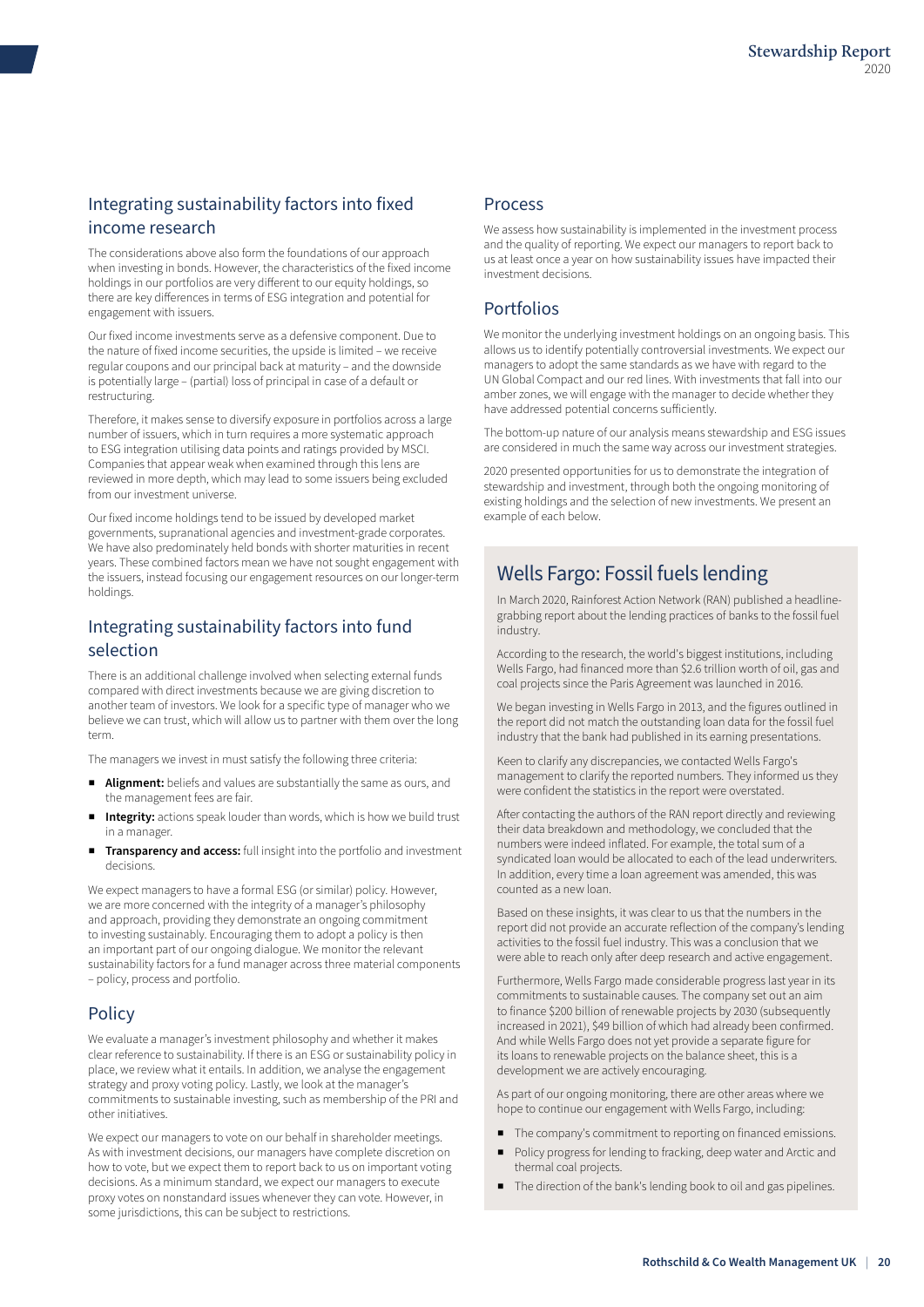## Integrating sustainability factors into fixed income research

The considerations above also form the foundations of our approach when investing in bonds. However, the characteristics of the fixed income holdings in our portfolios are very different to our equity holdings, so there are key differences in terms of ESG integration and potential for engagement with issuers.

Our fixed income investments serve as a defensive component. Due to the nature of fixed income securities, the upside is limited – we receive regular coupons and our principal back at maturity – and the downside is potentially large – (partial) loss of principal in case of a default or restructuring.

Therefore, it makes sense to diversify exposure in portfolios across a large number of issuers, which in turn requires a more systematic approach to ESG integration utilising data points and ratings provided by MSCI. Companies that appear weak when examined through this lens are reviewed in more depth, which may lead to some issuers being excluded from our investment universe.

Our fixed income holdings tend to be issued by developed market governments, supranational agencies and investment-grade corporates. We have also predominately held bonds with shorter maturities in recent years. These combined factors mean we have not sought engagement with the issuers, instead focusing our engagement resources on our longer-term holdings.

## Integrating sustainability factors into fund selection

There is an additional challenge involved when selecting external funds compared with direct investments because we are giving discretion to another team of investors. We look for a specific type of manager who we believe we can trust, which will allow us to partner with them over the long term.

The managers we invest in must satisfy the following three criteria:

- **Alignment:** beliefs and values are substantially the same as ours, and the management fees are fair.
- **Integrity:** actions speak louder than words, which is how we build trust in a manager.
- **Transparency and access:** full insight into the portfolio and investment decisions.

We expect managers to have a formal ESG (or similar) policy. However, we are more concerned with the integrity of a manager's philosophy and approach, providing they demonstrate an ongoing commitment to investing sustainably. Encouraging them to adopt a policy is then an important part of our ongoing dialogue. We monitor the relevant sustainability factors for a fund manager across three material components – policy, process and portfolio.

## Policy

We evaluate a manager's investment philosophy and whether it makes clear reference to sustainability. If there is an ESG or sustainability policy in place, we review what it entails. In addition, we analyse the engagement strategy and proxy voting policy. Lastly, we look at the manager's commitments to sustainable investing, such as membership of the PRI and other initiatives.

We expect our managers to vote on our behalf in shareholder meetings. As with investment decisions, our managers have complete discretion on how to vote, but we expect them to report back to us on important voting decisions. As a minimum standard, we expect our managers to execute proxy votes on nonstandard issues whenever they can vote. However, in some jurisdictions, this can be subject to restrictions.

## Process

We assess how sustainability is implemented in the investment process and the quality of reporting. We expect our managers to report back to us at least once a year on how sustainability issues have impacted their investment decisions.

## Portfolios

We monitor the underlying investment holdings on an ongoing basis. This allows us to identify potentially controversial investments. We expect our managers to adopt the same standards as we have with regard to the UN Global Compact and our red lines. With investments that fall into our amber zones, we will engage with the manager to decide whether they have addressed potential concerns sufficiently.

The bottom-up nature of our analysis means stewardship and ESG issues are considered in much the same way across our investment strategies.

2020 presented opportunities for us to demonstrate the integration of stewardship and investment, through both the ongoing monitoring of existing holdings and the selection of new investments. We present an example of each below.

## Wells Fargo: Fossil fuels lending

In March 2020, Rainforest Action Network (RAN) published a headline-grabbing report about the lending practices of banks to the fossil fuel industry.

According to the research, the world's biggest institutions, including Wells Fargo, had financed more than $2.6 trillion worth of oil, gas and coal projects since the Paris Agreement was launched in 2016.

We began investing in Wells Fargo in 2013, and the figures outlined in the report did not match the outstanding loan data for the fossil fuel industry that the bank had published in its earning presentations.

Keen to clarify any discrepancies, we contacted Wells Fargo's management to clarify the reported numbers. They informed us they were confident the statistics in the report were overstated.

After contacting the authors of the RAN report directly and reviewing their data breakdown and methodology, we concluded that the numbers were indeed inflated. For example, the total sum of a syndicated loan would be allocated to each of the lead underwriters. In addition, every time a loan agreement was amended, this was counted as a new loan.

Based on these insights, it was clear to us that the numbers in the report did not provide an accurate reflection of the company's lending activities to the fossil fuel industry. This was a conclusion that we were able to reach only after deep research and active engagement.

Furthermore, Wells Fargo made considerable progress last year in its commitments to sustainable causes. The company set out an aim to finance $200 billion of renewable projects by 2030 (subsequently increased in 2021), $49 billion of which had already been confirmed. And while Wells Fargo does not yet provide a separate figure for its loans to renewable projects on the balance sheet, this is a development we are actively encouraging.

As part of our ongoing monitoring, there are other areas where we hope to continue our engagement with Wells Fargo, including:

- The company's commitment to reporting on financed emissions.
- Policy progress for lending to fracking, deep water and Arctic and thermal coal projects.
- The direction of the bank's lending book to oil and gas pipelines.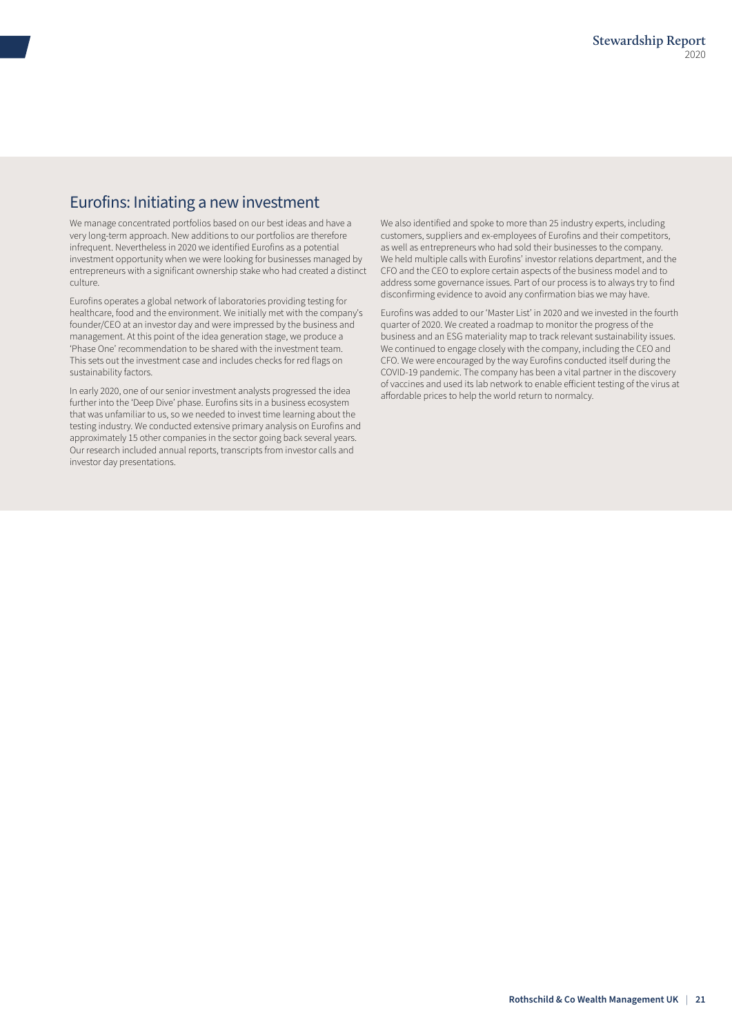## Eurofins: Initiating a new investment

We manage concentrated portfolios based on our best ideas and have a very long-term approach. New additions to our portfolios are therefore infrequent. Nevertheless in 2020 we identified Eurofins as a potential investment opportunity when we were looking for businesses managed by entrepreneurs with a significant ownership stake who had created a distinct culture.

Eurofins operates a global network of laboratories providing testing for healthcare, food and the environment. We initially met with the company's founder/CEO at an investor day and were impressed by the business and management. At this point of the idea generation stage, we produce a 'Phase One' recommendation to be shared with the investment team. This sets out the investment case and includes checks for red flags on sustainability factors.

In early 2020, one of our senior investment analysts progressed the idea further into the 'Deep Dive' phase. Eurofins sits in a business ecosystem that was unfamiliar to us, so we needed to invest time learning about the testing industry. We conducted extensive primary analysis on Eurofins and approximately 15 other companies in the sector going back several years. Our research included annual reports, transcripts from investor calls and investor day presentations.

We also identified and spoke to more than 25 industry experts, including customers, suppliers and ex-employees of Eurofins and their competitors, as well as entrepreneurs who had sold their businesses to the company. We held multiple calls with Eurofins' investor relations department, and the CFO and the CEO to explore certain aspects of the business model and to address some governance issues. Part of our process is to always try to find disconfirming evidence to avoid any confirmation bias we may have.

Eurofins was added to our 'Master List' in 2020 and we invested in the fourth quarter of 2020. We created a roadmap to monitor the progress of the business and an ESG materiality map to track relevant sustainability issues. We continued to engage closely with the company, including the CEO and CFO. We were encouraged by the way Eurofins conducted itself during the COVID-19 pandemic. The company has been a vital partner in the discovery of vaccines and used its lab network to enable efficient testing of the virus at affordable prices to help the world return to normalcy.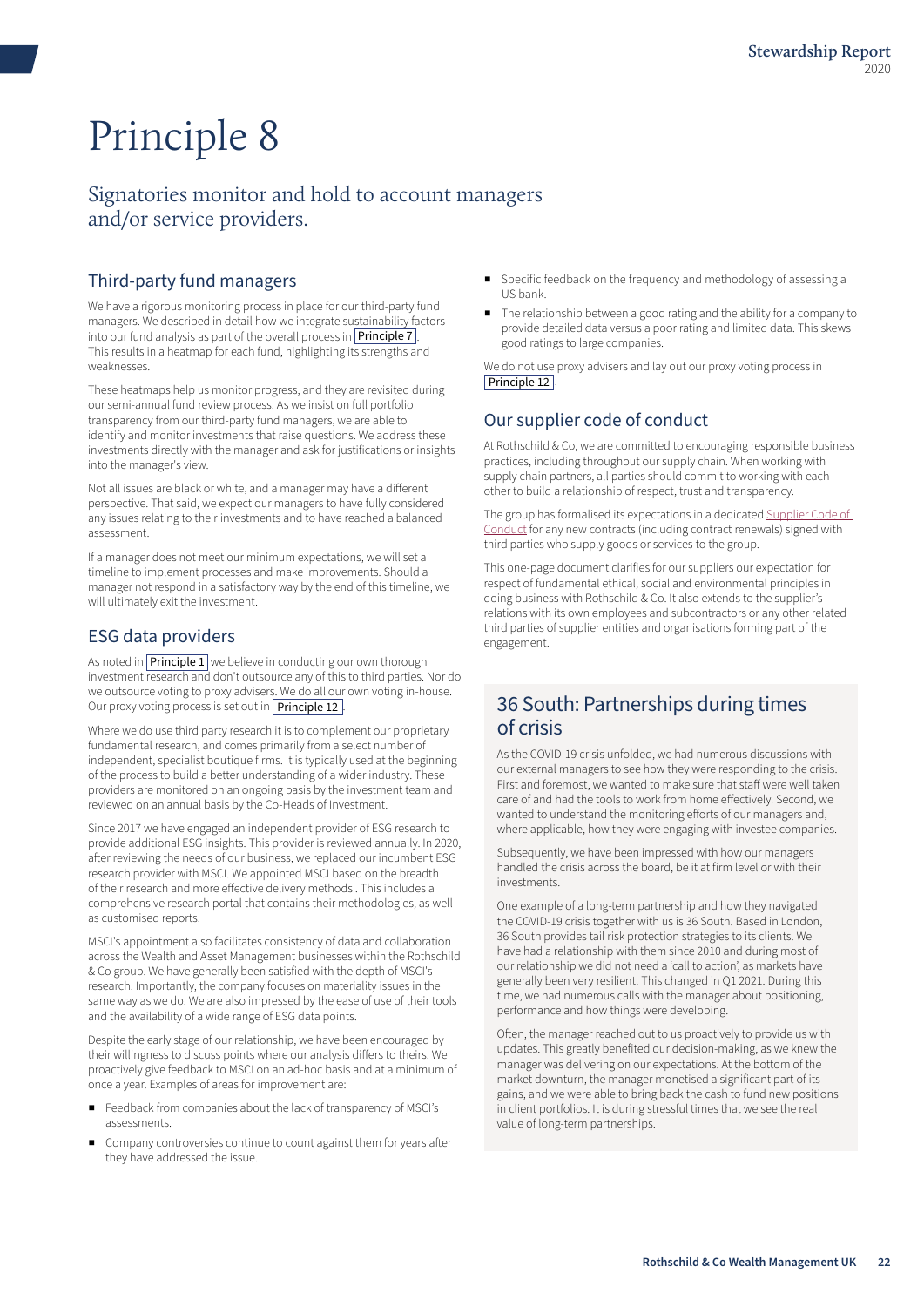# Principle 8

## Signatories monitor and hold to account managers and/or service providers.

### Third-party fund managers

We have a rigorous monitoring process in place for our third-party fund managers. We described in detail how we integrate sustainability factors into our fund analysis as part of the overall process in Principle 7. This results in a heatmap for each fund, highlighting its strengths and weaknesses.

These heatmaps help us monitor progress, and they are revisited during our semi-annual fund review process. As we insist on full portfolio transparency from our third-party fund managers, we are able to identify and monitor investments that raise questions. We address these investments directly with the manager and ask for justifications or insights into the manager's view.

Not all issues are black or white, and a manager may have a different perspective. That said, we expect our managers to have fully considered any issues relating to their investments and to have reached a balanced assessment.

If a manager does not meet our minimum expectations, we will set a timeline to implement processes and make improvements. Should a manager not respond in a satisfactory way by the end of this timeline, we will ultimately exit the investment.

### ESG data providers

As noted in Principle 1 we believe in conducting our own thorough investment research and don't outsource any of this to third parties. Nor do we outsource voting to proxy advisers. We do all our own voting in-house. Our proxy voting process is set out in Principle 12.

Where we do use third party research it is to complement our proprietary fundamental research, and comes primarily from a select number of independent, specialist boutique firms. It is typically used at the beginning of the process to build a better understanding of a wider industry. These providers are monitored on an ongoing basis by the investment team and reviewed on an annual basis by the Co-Heads of Investment.

Since 2017 we have engaged an independent provider of ESG research to provide additional ESG insights. This provider is reviewed annually. In 2020, after reviewing the needs of our business, we replaced our incumbent ESG research provider with MSCI. We appointed MSCI based on the breadth of their research and more effective delivery methods . This includes a comprehensive research portal that contains their methodologies, as well as customised reports.

MSCI's appointment also facilitates consistency of data and collaboration across the Wealth and Asset Management businesses within the Rothschild & Co group. We have generally been satisfied with the depth of MSCI's research. Importantly, the company focuses on materiality issues in the same way as we do. We are also impressed by the ease of use of their tools and the availability of a wide range of ESG data points.

Despite the early stage of our relationship, we have been encouraged by their willingness to discuss points where our analysis differs to theirs. We proactively give feedback to MSCI on an ad-hoc basis and at a minimum of once a year. Examples of areas for improvement are:

- Feedback from companies about the lack of transparency of MSCI's assessments.
- Company controversies continue to count against them for years after they have addressed the issue.
- Specific feedback on the frequency and methodology of assessing a US bank.
- The relationship between a good rating and the ability for a company to provide detailed data versus a poor rating and limited data. This skews good ratings to large companies.

We do not use proxy advisers and lay out our proxy voting process in Principle 12.

### Our supplier code of conduct

At Rothschild & Co, we are committed to encouraging responsible business practices, including throughout our supply chain. When working with supply chain partners, all parties should commit to working with each other to build a relationship of respect, trust and transparency.

The group has formalised its expectations in a dedicated Supplier Code of Conduct for any new contracts (including contract renewals) signed with third parties who supply goods or services to the group.

This one-page document clarifies for our suppliers our expectation for respect of fundamental ethical, social and environmental principles in doing business with Rothschild & Co. It also extends to the supplier's relations with its own employees and subcontractors or any other related third parties of supplier entities and organisations forming part of the engagement.

### 36 South: Partnerships during times of crisis

As the COVID-19 crisis unfolded, we had numerous discussions with our external managers to see how they were responding to the crisis. First and foremost, we wanted to make sure that staff were well taken care of and had the tools to work from home effectively. Second, we wanted to understand the monitoring efforts of our managers and, where applicable, how they were engaging with investee companies.

Subsequently, we have been impressed with how our managers handled the crisis across the board, be it at firm level or with their investments.

One example of a long-term partnership and how they navigated the COVID-19 crisis together with us is 36 South. Based in London, 36 South provides tail risk protection strategies to its clients. We have had a relationship with them since 2010 and during most of our relationship we did not need a 'call to action', as markets have generally been very resilient. This changed in Q1 2021. During this time, we had numerous calls with the manager about positioning, performance and how things were developing.

Often, the manager reached out to us proactively to provide us with updates. This greatly benefited our decision-making, as we knew the manager was delivering on our expectations. At the bottom of the market downturn, the manager monetised a significant part of its gains, and we were able to bring back the cash to fund new positions in client portfolios. It is during stressful times that we see the real value of long-term partnerships.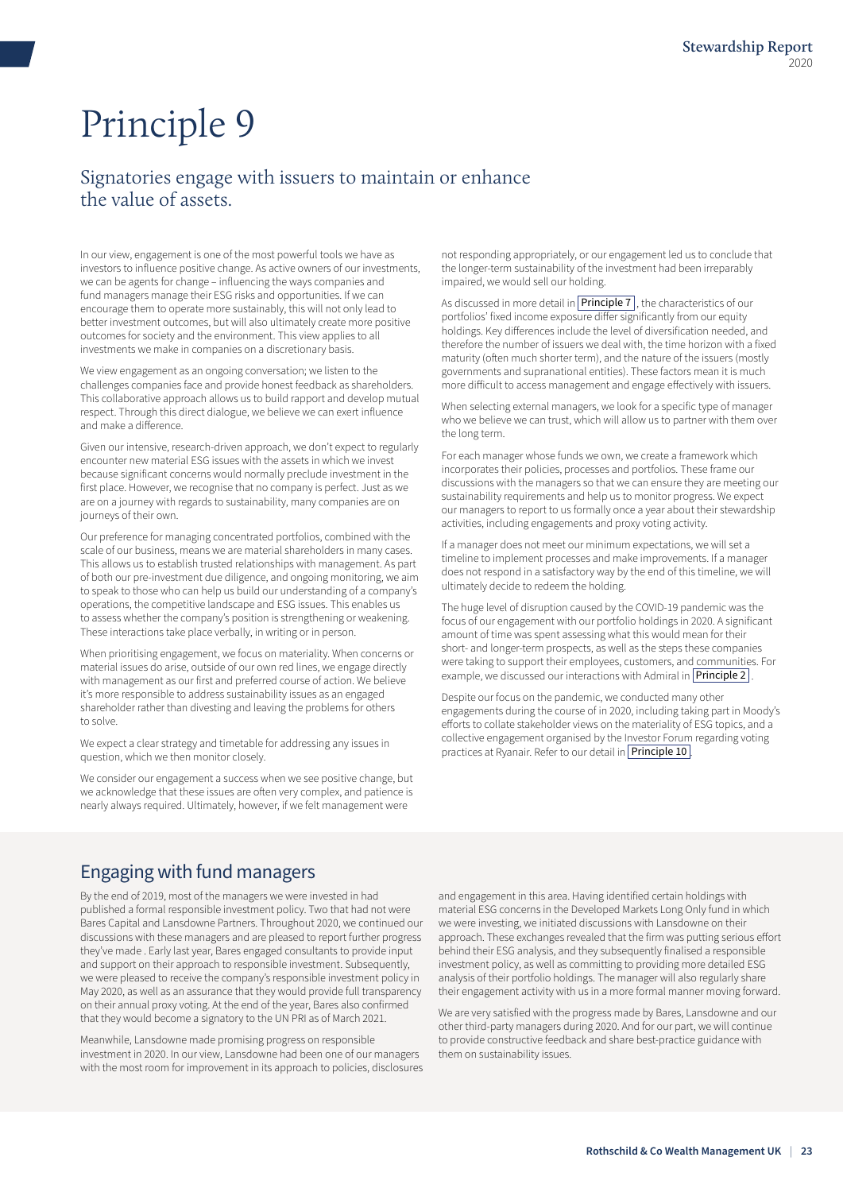# Principle 9

## Signatories engage with issuers to maintain or enhance the value of assets.

In our view, engagement is one of the most powerful tools we have as investors to influence positive change. As active owners of our investments, we can be agents for change – influencing the ways companies and fund managers manage their ESG risks and opportunities. If we can encourage them to operate more sustainably, this will not only lead to better investment outcomes, but will also ultimately create more positive outcomes for society and the environment. This view applies to all investments we make in companies on a discretionary basis.

We view engagement as an ongoing conversation; we listen to the challenges companies face and provide honest feedback as shareholders. This collaborative approach allows us to build rapport and develop mutual respect. Through this direct dialogue, we believe we can exert influence and make a difference.

Given our intensive, research-driven approach, we don't expect to regularly encounter new material ESG issues with the assets in which we invest because significant concerns would normally preclude investment in the first place. However, we recognise that no company is perfect. Just as we are on a journey with regards to sustainability, many companies are on journeys of their own.

Our preference for managing concentrated portfolios, combined with the scale of our business, means we are material shareholders in many cases. This allows us to establish trusted relationships with management. As part of both our pre-investment due diligence, and ongoing monitoring, we aim to speak to those who can help us build our understanding of a company's operations, the competitive landscape and ESG issues. This enables us to assess whether the company's position is strengthening or weakening. These interactions take place verbally, in writing or in person.

When prioritising engagement, we focus on materiality. When concerns or material issues do arise, outside of our own red lines, we engage directly with management as our first and preferred course of action. We believe it's more responsible to address sustainability issues as an engaged shareholder rather than divesting and leaving the problems for others to solve.

We expect a clear strategy and timetable for addressing any issues in question, which we then monitor closely.

We consider our engagement a success when we see positive change, but we acknowledge that these issues are often very complex, and patience is nearly always required. Ultimately, however, if we felt management were not responding appropriately, or our engagement led us to conclude that the longer-term sustainability of the investment had been irreparably impaired, we would sell our holding.

As discussed in more detail in Principle 7, the characteristics of our portfolios' fixed income exposure differ significantly from our equity holdings. Key differences include the level of diversification needed, and therefore the number of issuers we deal with, the time horizon with a fixed maturity (often much shorter term), and the nature of the issuers (mostly governments and supranational entities). These factors mean it is much more difficult to access management and engage effectively with issuers.

When selecting external managers, we look for a specific type of manager who we believe we can trust, which will allow us to partner with them over the long term.

For each manager whose funds we own, we create a framework which incorporates their policies, processes and portfolios. These frame our discussions with the managers so that we can ensure they are meeting our sustainability requirements and help us to monitor progress. We expect our managers to report to us formally once a year about their stewardship activities, including engagements and proxy voting activity.

If a manager does not meet our minimum expectations, we will set a timeline to implement processes and make improvements. If a manager does not respond in a satisfactory way by the end of this timeline, we will ultimately decide to redeem the holding.

The huge level of disruption caused by the COVID-19 pandemic was the focus of our engagement with our portfolio holdings in 2020. A significant amount of time was spent assessing what this would mean for their short- and longer-term prospects, as well as the steps these companies were taking to support their employees, customers, and communities. For example, we discussed our interactions with Admiral in Principle 2.

Despite our focus on the pandemic, we conducted many other engagements during the course of in 2020, including taking part in Moody's efforts to collate stakeholder views on the materiality of ESG topics, and a collective engagement organised by the Investor Forum regarding voting practices at Ryanair. Refer to our detail in Principle 10.

## Engaging with fund managers

By the end of 2019, most of the managers we were invested in had published a formal responsible investment policy. Two that had not were Bares Capital and Lansdowne Partners. Throughout 2020, we continued our discussions with these managers and are pleased to report further progress they've made . Early last year, Bares engaged consultants to provide input and support on their approach to responsible investment. Subsequently, we were pleased to receive the company's responsible investment policy in May 2020, as well as an assurance that they would provide full transparency on their annual proxy voting. At the end of the year, Bares also confirmed that they would become a signatory to the UN PRI as of March 2021.

Meanwhile, Lansdowne made promising progress on responsible investment in 2020. In our view, Lansdowne had been one of our managers with the most room for improvement in its approach to policies, disclosures and engagement in this area. Having identified certain holdings with material ESG concerns in the Developed Markets Long Only fund in which we were investing, we initiated discussions with Lansdowne on their approach. These exchanges revealed that the firm was putting serious effort behind their ESG analysis, and they subsequently finalised a responsible investment policy, as well as committing to providing more detailed ESG analysis of their portfolio holdings. The manager will also regularly share their engagement activity with us in a more formal manner moving forward.

We are very satisfied with the progress made by Bares, Lansdowne and our other third-party managers during 2020. And for our part, we will continue to provide constructive feedback and share best-practice guidance with them on sustainability issues.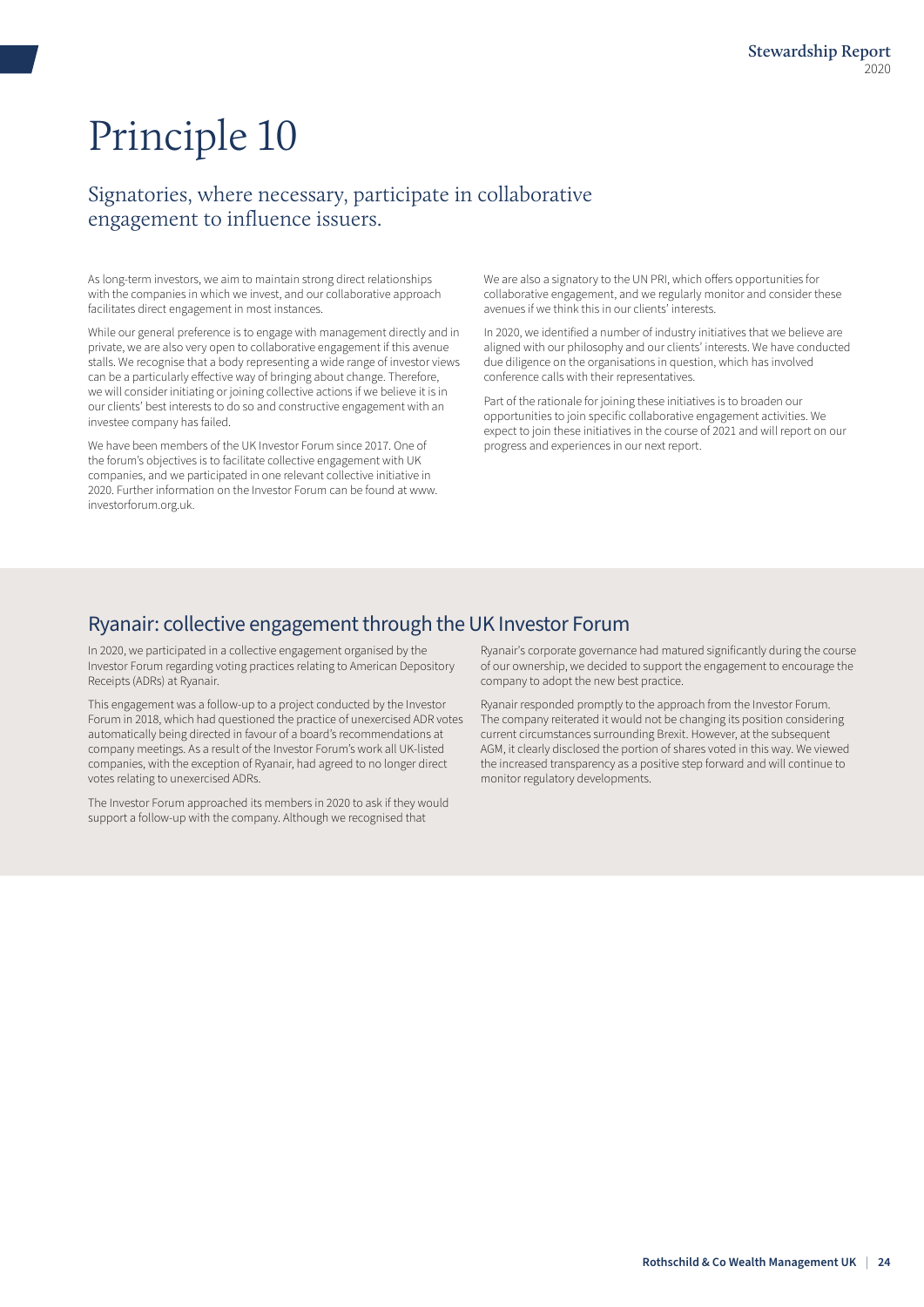# Principle 10

## Signatories, where necessary, participate in collaborative engagement to influence issuers.

As long-term investors, we aim to maintain strong direct relationships with the companies in which we invest, and our collaborative approach facilitates direct engagement in most instances.

While our general preference is to engage with management directly and in private, we are also very open to collaborative engagement if this avenue stalls. We recognise that a body representing a wide range of investor views can be a particularly effective way of bringing about change. Therefore, we will consider initiating or joining collective actions if we believe it is in our clients' best interests to do so and constructive engagement with an investee company has failed.

We have been members of the UK Investor Forum since 2017. One of the forum's objectives is to facilitate collective engagement with UK companies, and we participated in one relevant collective initiative in 2020. Further information on the Investor Forum can be found at www.investorforum.org.uk.

We are also a signatory to the UN PRI, which offers opportunities for collaborative engagement, and we regularly monitor and consider these avenues if we think this in our clients' interests.

In 2020, we identified a number of industry initiatives that we believe are aligned with our philosophy and our clients' interests. We have conducted due diligence on the organisations in question, which has involved conference calls with their representatives.

Part of the rationale for joining these initiatives is to broaden our opportunities to join specific collaborative engagement activities. We expect to join these initiatives in the course of 2021 and will report on our progress and experiences in our next report.

### Ryanair: collective engagement through the UK Investor Forum

In 2020, we participated in a collective engagement organised by the Investor Forum regarding voting practices relating to American Depository Receipts (ADRs) at Ryanair.

This engagement was a follow-up to a project conducted by the Investor Forum in 2018, which had questioned the practice of unexercised ADR votes automatically being directed in favour of a board's recommendations at company meetings. As a result of the Investor Forum's work all UK-listed companies, with the exception of Ryanair, had agreed to no longer direct votes relating to unexercised ADRs.

The Investor Forum approached its members in 2020 to ask if they would support a follow-up with the company. Although we recognised that Ryanair's corporate governance had matured significantly during the course of our ownership, we decided to support the engagement to encourage the company to adopt the new best practice.

Ryanair responded promptly to the approach from the Investor Forum. The company reiterated it would not be changing its position considering current circumstances surrounding Brexit. However, at the subsequent AGM, it clearly disclosed the portion of shares voted in this way. We viewed the increased transparency as a positive step forward and will continue to monitor regulatory developments.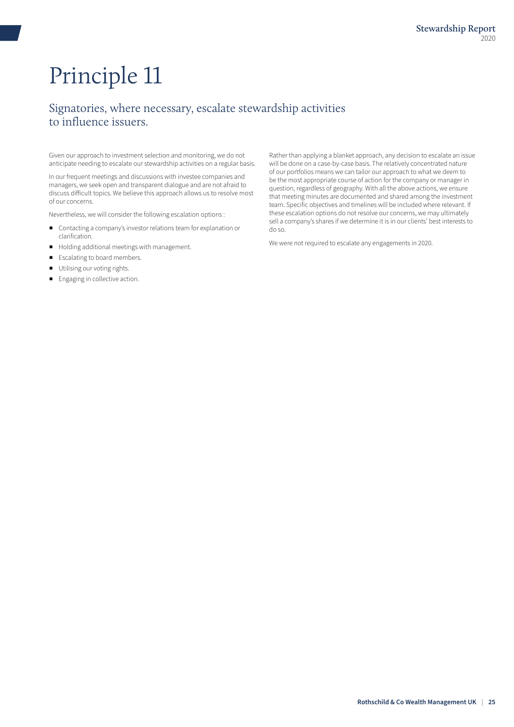# Principle 11

## Signatories, where necessary, escalate stewardship activities to influence issuers.

Given our approach to investment selection and monitoring, we do not anticipate needing to escalate our stewardship activities on a regular basis.

In our frequent meetings and discussions with investee companies and managers, we seek open and transparent dialogue and are not afraid to discuss difficult topics. We believe this approach allows us to resolve most of our concerns.

Nevertheless, we will consider the following escalation options :

- Contacting a company's investor relations team for explanation or clarification.
- Holding additional meetings with management.
- Escalating to board members.
- Utilising our voting rights.
- Engaging in collective action.

Rather than applying a blanket approach, any decision to escalate an issue will be done on a case-by-case basis. The relatively concentrated nature of our portfolios means we can tailor our approach to what we deem to be the most appropriate course of action for the company or manager in question, regardless of geography. With all the above actions, we ensure that meeting minutes are documented and shared among the investment team. Specific objectives and timelines will be included where relevant. If these escalation options do not resolve our concerns, we may ultimately sell a company's shares if we determine it is in our clients' best interests to do so.

We were not required to escalate any engagements in 2020.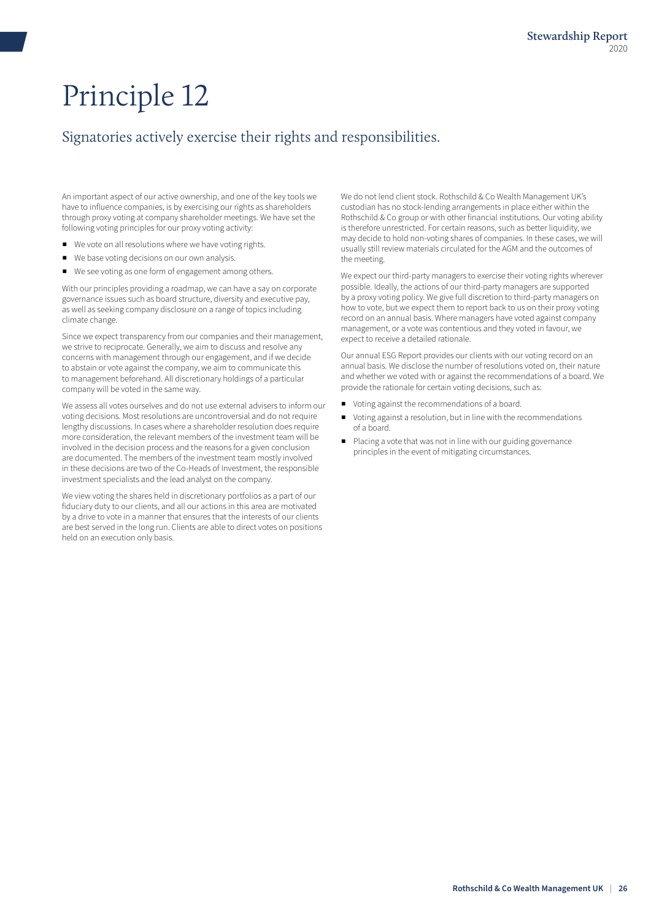# Principle 12

## Signatories actively exercise their rights and responsibilities.

An important aspect of our active ownership, and one of the key tools we have to influence companies, is by exercising our rights as shareholders through proxy voting at company shareholder meetings. We have set the following voting principles for our proxy voting activity:

- We vote on all resolutions where we have voting rights.
- We base voting decisions on our own analysis.
- We see voting as one form of engagement among others.

With our principles providing a roadmap, we can have a say on corporate governance issues such as board structure, diversity and executive pay, as well as seeking company disclosure on a range of topics including climate change.

Since we expect transparency from our companies and their management, we strive to reciprocate. Generally, we aim to discuss and resolve any concerns with management through our engagement, and if we decide to abstain or vote against the company, we aim to communicate this to management beforehand. All discretionary holdings of a particular company will be voted in the same way.

We assess all votes ourselves and do not use external advisers to inform our voting decisions. Most resolutions are uncontroversial and do not require lengthy discussions. In cases where a shareholder resolution does require more consideration, the relevant members of the investment team will be involved in the decision process and the reasons for a given conclusion are documented. The members of the investment team mostly involved in these decisions are two of the Co-Heads of Investment, the responsible investment specialists and the lead analyst on the company.

We view voting the shares held in discretionary portfolios as a part of our fiduciary duty to our clients, and all our actions in this area are motivated by a drive to vote in a manner that ensures that the interests of our clients are best served in the long run. Clients are able to direct votes on positions held on an execution only basis.

We do not lend client stock. Rothschild & Co Wealth Management UK's custodian has no stock-lending arrangements in place either within the Rothschild & Co group or with other financial institutions. Our voting ability is therefore unrestricted. For certain reasons, such as better liquidity, we may decide to hold non-voting shares of companies. In these cases, we will usually still review materials circulated for the AGM and the outcomes of the meeting.

We expect our third-party managers to exercise their voting rights wherever possible. Ideally, the actions of our third-party managers are supported by a proxy voting policy. We give full discretion to third-party managers on how to vote, but we expect them to report back to us on their proxy voting record on an annual basis. Where managers have voted against company management, or a vote was contentious and they voted in favour, we expect to receive a detailed rationale.

Our annual ESG Report provides our clients with our voting record on an annual basis. We disclose the number of resolutions voted on, their nature and whether we voted with or against the recommendations of a board. We provide the rationale for certain voting decisions, such as:

- Voting against the recommendations of a board.
- Voting against a resolution, but in line with the recommendations of a board.
- Placing a vote that was not in line with our guiding governance principles in the event of mitigating circumstances.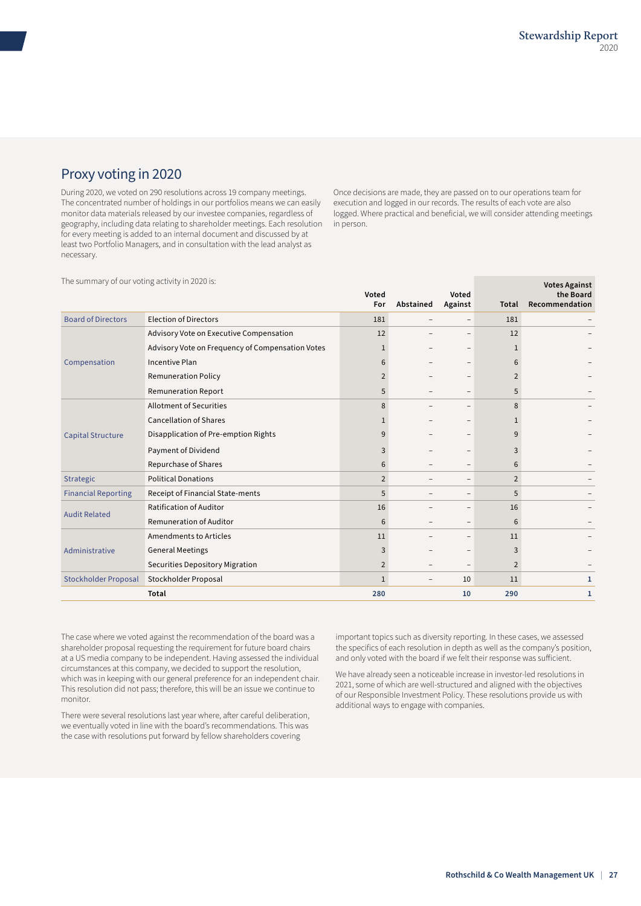## Proxy voting in 2020

During 2020, we voted on 290 resolutions across 19 company meetings. The concentrated number of holdings in our portfolios means we can easily monitor data materials released by our investee companies, regardless of geography, including data relating to shareholder meetings. Each resolution for every meeting is added to an internal document and discussed by at least two Portfolio Managers, and in consultation with the lead analyst as necessary.

Once decisions are made, they are passed on to our operations team for execution and logged in our records. The results of each vote are also logged. Where practical and beneficial, we will consider attending meetings in person.

The summary of our voting activity in 2020 is:

| | | Voted For | Abstained | Voted Against | Total | Votes Against the Board Recommendation |
|---|---|---|---|---|---|---|
| Board of Directors | Election of Directors | 181 | – | – | 181 | – |
| Compensation | Advisory Vote on Executive Compensation | 12 | – | – | 12 | – |
| | Advisory Vote on Frequency of Compensation Votes | 1 | – | – | 1 | – |
| | Incentive Plan | 6 | – | – | 6 | – |
| | Remuneration Policy | 2 | – | – | 2 | – |
| | Remuneration Report | 5 | – | – | 5 | – |
| Capital Structure | Allotment of Securities | 8 | – | – | 8 | – |
| | Cancellation of Shares | 1 | – | – | 1 | – |
| | Disapplication of Pre-emption Rights | 9 | – | – | 9 | – |
| | Payment of Dividend | 3 | – | – | 3 | – |
| | Repurchase of Shares | 6 | – | – | 6 | – |
| Strategic | Political Donations | 2 | – | – | 2 | – |
| Financial Reporting | Receipt of Financial State-ments | 5 | – | – | 5 | – |
| Audit Related | Ratification of Auditor | 16 | – | – | 16 | – |
| | Remuneration of Auditor | 6 | – | – | 6 | – |
| Administrative | Amendments to Articles | 11 | – | – | 11 | – |
| | General Meetings | 3 | – | – | 3 | – |
| | Securities Depository Migration | 2 | – | – | 2 | – |
| Stockholder Proposal | Stockholder Proposal | 1 | – | 10 | 11 | 1 |
| | **Total** | **280** | | **10** | **290** | **1** |

The case where we voted against the recommendation of the board was a shareholder proposal requesting the requirement for future board chairs at a US media company to be independent. Having assessed the individual circumstances at this company, we decided to support the resolution, which was in keeping with our general preference for an independent chair. This resolution did not pass; therefore, this will be an issue we continue to monitor.

There were several resolutions last year where, after careful deliberation, we eventually voted in line with the board's recommendations. This was the case with resolutions put forward by fellow shareholders covering important topics such as diversity reporting. In these cases, we assessed the specifics of each resolution in depth as well as the company's position, and only voted with the board if we felt their response was sufficient.

We have already seen a noticeable increase in investor-led resolutions in 2021, some of which are well-structured and aligned with the objectives of our Responsible Investment Policy. These resolutions provide us with additional ways to engage with companies.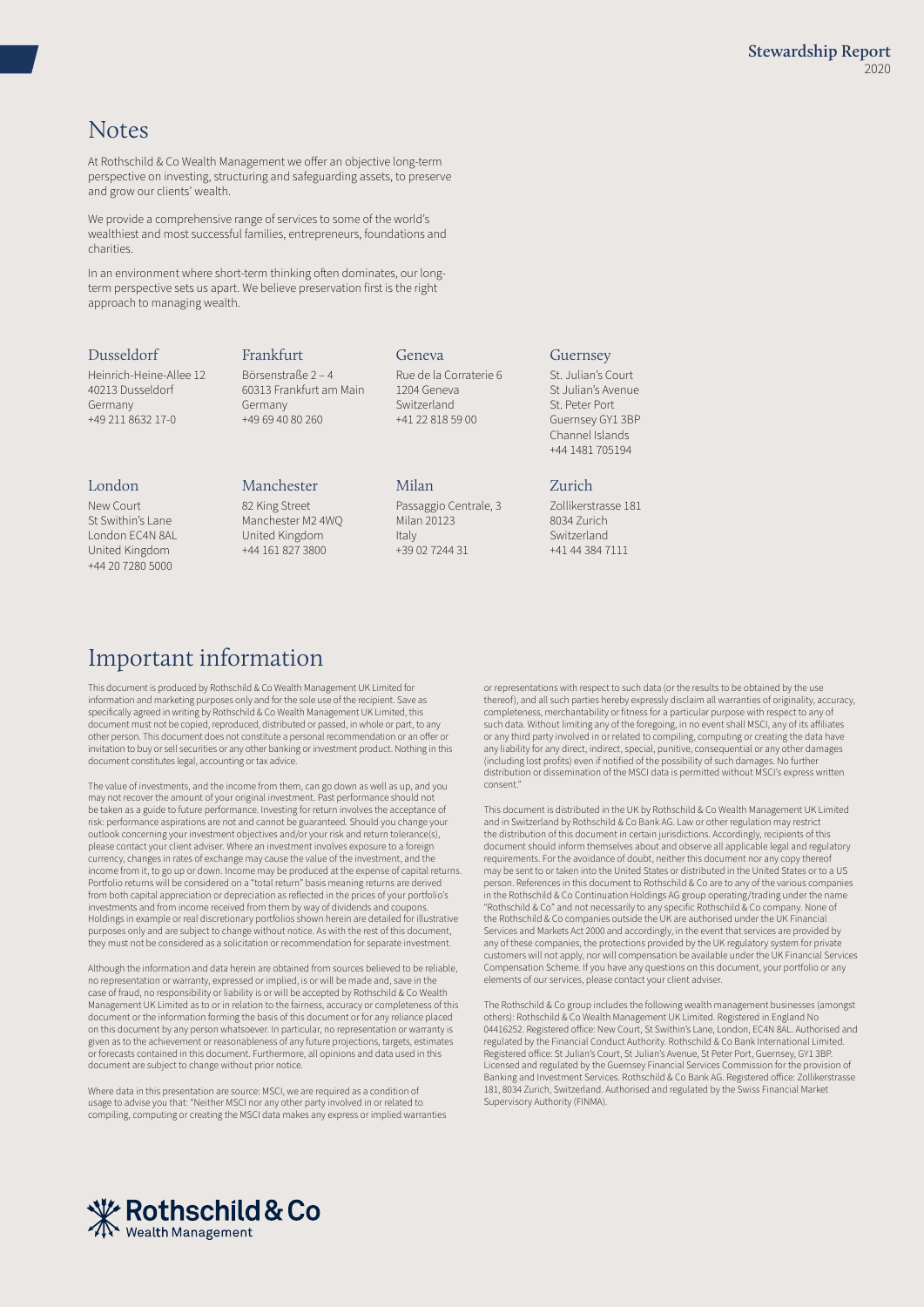# Notes

At Rothschild & Co Wealth Management we offer an objective long-term perspective on investing, structuring and safeguarding assets, to preserve and grow our clients' wealth.

We provide a comprehensive range of services to some of the world's wealthiest and most successful families, entrepreneurs, foundations and charities.

In an environment where short-term thinking often dominates, our long-term perspective sets us apart. We believe preservation first is the right approach to managing wealth.

### Dusseldorf

Heinrich-Heine-Allee 12
40213 Dusseldorf
Germany
+49 211 8632 17-0

### Frankfurt

Börsenstraße 2 – 4
60313 Frankfurt am Main
Germany
+49 69 40 80 260

### Geneva

Rue de la Corraterie 6
1204 Geneva
Switzerland
+41 22 818 59 00

### Guernsey

St. Julian's Court
St Julian's Avenue
St. Peter Port
Guernsey GY1 3BP
Channel Islands
+44 1481 705194

### London

New Court
St Swithin's Lane
London EC4N 8AL
United Kingdom
+44 20 7280 5000

### Manchester

82 King Street
Manchester M2 4WQ
United Kingdom
+44 161 827 3800

### Milan

Passaggio Centrale, 3
Milan 20123
Italy
+39 02 7244 31

### Zurich

Zollikerstrasse 181
8034 Zurich
Switzerland
+41 44 384 7111

# Important information

This document is produced by Rothschild & Co Wealth Management UK Limited for information and marketing purposes only and for the sole use of the recipient. Save as specifically agreed in writing by Rothschild & Co Wealth Management UK Limited, this document must not be copied, reproduced, distributed or passed, in whole or part, to any other person. This document does not constitute a personal recommendation or an offer or invitation to buy or sell securities or any other banking or investment product. Nothing in this document constitutes legal, accounting or tax advice.

The value of investments, and the income from them, can go down as well as up, and you may not recover the amount of your original investment. Past performance should not be taken as a guide to future performance. Investing for return involves the acceptance of risk: performance aspirations are not and cannot be guaranteed. Should you change your outlook concerning your investment objectives and/or your risk and return tolerance(s), please contact your client adviser. Where an investment involves exposure to a foreign currency, changes in rates of exchange may cause the value of the investment, and the income from it, to go up or down. Income may be produced at the expense of capital returns. Portfolio returns will be considered on a "total return" basis meaning returns are derived from both capital appreciation or depreciation as reflected in the prices of your portfolio's investments and from income received from them by way of dividends and coupons. Holdings in example or real discretionary portfolios shown herein are detailed for illustrative purposes only and are subject to change without notice. As with the rest of this document, they must not be considered as a solicitation or recommendation for separate investment.

Although the information and data herein are obtained from sources believed to be reliable, no representation or warranty, expressed or implied, is or will be made and, save in the case of fraud, no responsibility or liability is or will be accepted by Rothschild & Co Wealth Management UK Limited as to or in relation to the fairness, accuracy or completeness of this document or the information forming the basis of this document or for any reliance placed on this document by any person whatsoever. In particular, no representation or warranty is given as to the achievement or reasonableness of any future projections, targets, estimates or forecasts contained in this document. Furthermore, all opinions and data used in this document are subject to change without prior notice.

Where data in this presentation are source: MSCI, we are required as a condition of usage to advise you that: "Neither MSCI nor any other party involved in or related to compiling, computing or creating the MSCI data makes any express or implied warranties or representations with respect to such data (or the results to be obtained by the use thereof), and all such parties hereby expressly disclaim all warranties of originality, accuracy, completeness, merchantability or fitness for a particular purpose with respect to any of such data. Without limiting any of the foregoing, in no event shall MSCI, any of its affiliates or any third party involved in or related to compiling, computing or creating the data have any liability for any direct, indirect, special, punitive, consequential or any other damages (including lost profits) even if notified of the possibility of such damages. No further distribution or dissemination of the MSCI data is permitted without MSCI's express written consent."

This document is distributed in the UK by Rothschild & Co Wealth Management UK Limited and in Switzerland by Rothschild & Co Bank AG. Law or other regulation may restrict the distribution of this document in certain jurisdictions. Accordingly, recipients of this document should inform themselves about and observe all applicable legal and regulatory requirements. For the avoidance of doubt, neither this document nor any copy thereof may be sent to or taken into the United States or distributed in the United States or to a US person. References in this document to Rothschild & Co are to any of the various companies in the Rothschild & Co Continuation Holdings AG group operating/trading under the name "Rothschild & Co" and not necessarily to any specific Rothschild & Co company. None of the Rothschild & Co companies outside the UK are authorised under the UK Financial Services and Markets Act 2000 and accordingly, in the event that services are provided by any of these companies, the protections provided by the UK regulatory system for private customers will not apply, nor will compensation be available under the UK Financial Services Compensation Scheme. If you have any questions on this document, your portfolio or any elements of our services, please contact your client adviser.

The Rothschild & Co group includes the following wealth management businesses (amongst others): Rothschild & Co Wealth Management UK Limited. Registered in England No 04416252. Registered office: New Court, St Swithin's Lane, London, EC4N 8AL. Authorised and regulated by the Financial Conduct Authority. Rothschild & Co Bank International Limited. Registered office: St Julian's Court, St Julian's Avenue, St Peter Port, Guernsey, GY1 3BP. Licensed and regulated by the Guernsey Financial Services Commission for the provision of Banking and Investment Services. Rothschild & Co Bank AG. Registered office: Zollikerstrasse 181, 8034 Zurich, Switzerland. Authorised and regulated by the Swiss Financial Market Supervisory Authority (FINMA).

Rothschild & Co
Wealth Management